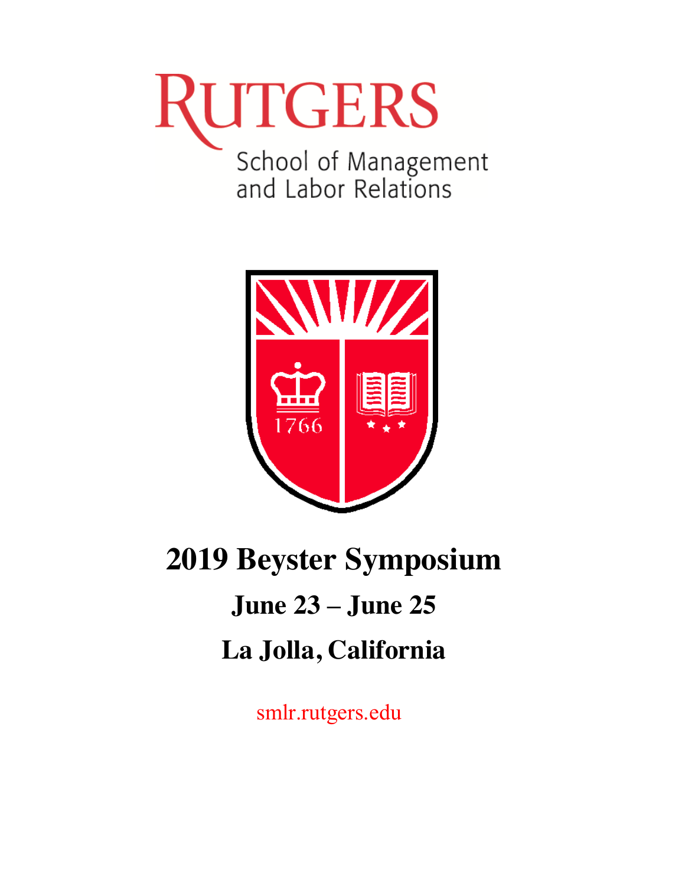RUTGERS

School of Management and Labor Relations

# 2019 Beyster Symposium

## June 23 – June 25

## La Jolla, California

smlr.rutgers.edu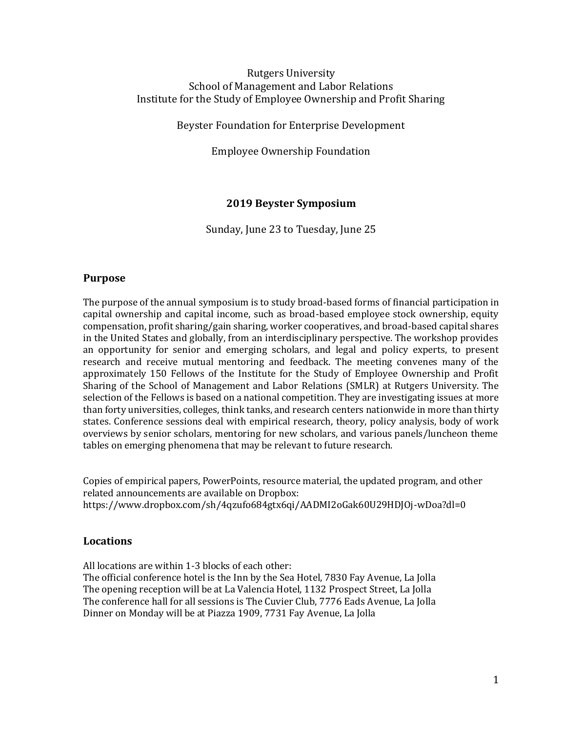Rutgers University
School of Management and Labor Relations
Institute for the Study of Employee Ownership and Profit Sharing

Beyster Foundation for Enterprise Development

Employee Ownership Foundation

# 2019 Beyster Symposium

Sunday, June 23 to Tuesday, June 25

## Purpose

The purpose of the annual symposium is to study broad-based forms of financial participation in capital ownership and capital income, such as broad-based employee stock ownership, equity compensation, profit sharing/gain sharing, worker cooperatives, and broad-based capital shares in the United States and globally, from an interdisciplinary perspective. The workshop provides an opportunity for senior and emerging scholars, and legal and policy experts, to present research and receive mutual mentoring and feedback. The meeting convenes many of the approximately 150 Fellows of the Institute for the Study of Employee Ownership and Profit Sharing of the School of Management and Labor Relations (SMLR) at Rutgers University. The selection of the Fellows is based on a national competition. They are investigating issues at more than forty universities, colleges, think tanks, and research centers nationwide in more than thirty states. Conference sessions deal with empirical research, theory, policy analysis, body of work overviews by senior scholars, mentoring for new scholars, and various panels/luncheon theme tables on emerging phenomena that may be relevant to future research.

Copies of empirical papers, PowerPoints, resource material, the updated program, and other related announcements are available on Dropbox:
https://www.dropbox.com/sh/4qzufo684gtx6qi/AADMI2oGak60U29HDJOj-wDoa?dl=0

## Locations

All locations are within 1-3 blocks of each other:
The official conference hotel is the Inn by the Sea Hotel, 7830 Fay Avenue, La Jolla
The opening reception will be at La Valencia Hotel, 1132 Prospect Street, La Jolla
The conference hall for all sessions is The Cuvier Club, 7776 Eads Avenue, La Jolla
Dinner on Monday will be at Piazza 1909, 7731 Fay Avenue, La Jolla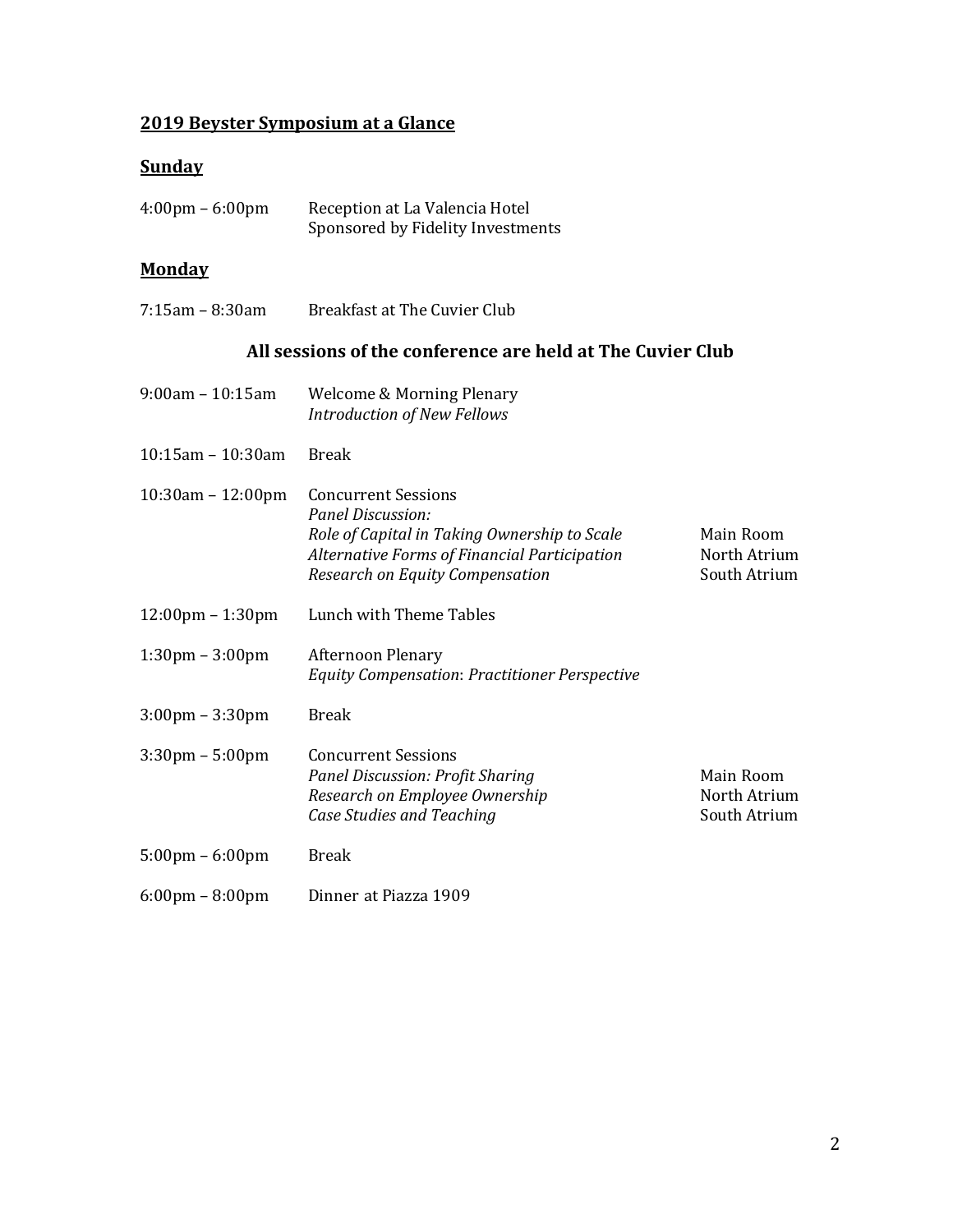## 2019 Beyster Symposium at a Glance

### Sunday

| | | |
|---|---|---|
| 4:00pm – 6:00pm | Reception at La Valencia Hotel<br>Sponsored by Fidelity Investments | |

### Monday

| | | |
|---|---|---|
| 7:15am – 8:30am | Breakfast at The Cuvier Club | |

**All sessions of the conference are held at The Cuvier Club**

| | | |
|---|---|---|
| 9:00am – 10:15am | Welcome & Morning Plenary<br>*Introduction of New Fellows* | |
| 10:15am – 10:30am | Break | |
| 10:30am – 12:00pm | Concurrent Sessions<br>*Panel Discussion:*<br>*Role of Capital in Taking Ownership to Scale*<br>*Alternative Forms of Financial Participation*<br>*Research on Equity Compensation* | <br><br>Main Room<br>North Atrium<br>South Atrium |
| 12:00pm – 1:30pm | Lunch with Theme Tables | |
| 1:30pm – 3:00pm | Afternoon Plenary<br>*Equity Compensation: Practitioner Perspective* | |
| 3:00pm – 3:30pm | Break | |
| 3:30pm – 5:00pm | Concurrent Sessions<br>*Panel Discussion: Profit Sharing*<br>*Research on Employee Ownership*<br>*Case Studies and Teaching* | <br>Main Room<br>North Atrium<br>South Atrium |
| 5:00pm – 6:00pm | Break | |
| 6:00pm – 8:00pm | Dinner at Piazza 1909 | |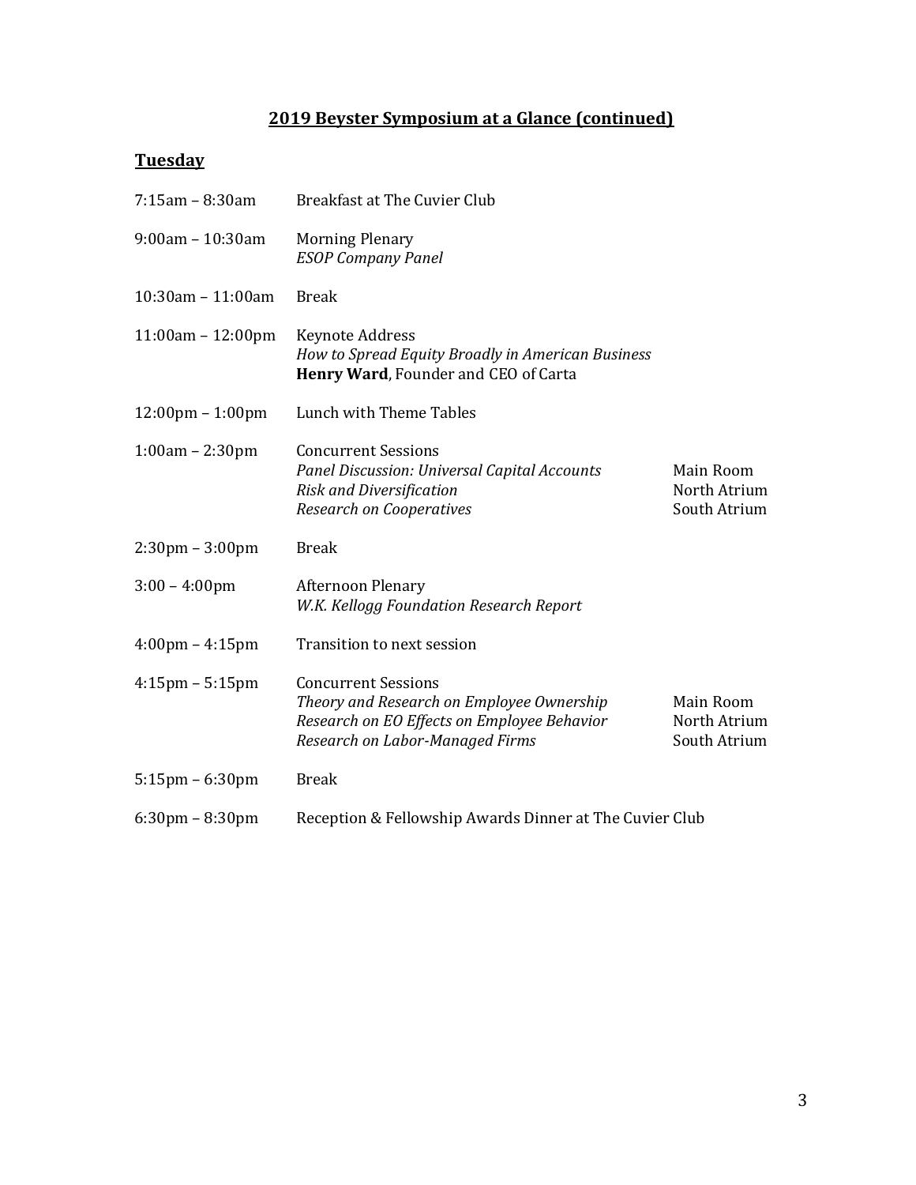# 2019 Beyster Symposium at a Glance (continued)

## Tuesday

| Time | Event | Location |
|---|---|---|
| 7:15am – 8:30am | Breakfast at The Cuvier Club | |
| 9:00am – 10:30am | Morning Plenary<br>*ESOP Company Panel* | |
| 10:30am – 11:00am | Break | |
| 11:00am – 12:00pm | Keynote Address<br>*How to Spread Equity Broadly in American Business*<br>**Henry Ward**, Founder and CEO of Carta | |
| 12:00pm – 1:00pm | Lunch with Theme Tables | |
| 1:00am – 2:30pm | Concurrent Sessions<br>*Panel Discussion: Universal Capital Accounts*<br>*Risk and Diversification*<br>*Research on Cooperatives* | <br>Main Room<br>North Atrium<br>South Atrium |
| 2:30pm – 3:00pm | Break | |
| 3:00 – 4:00pm | Afternoon Plenary<br>*W.K. Kellogg Foundation Research Report* | |
| 4:00pm – 4:15pm | Transition to next session | |
| 4:15pm – 5:15pm | Concurrent Sessions<br>*Theory and Research on Employee Ownership*<br>*Research on EO Effects on Employee Behavior*<br>*Research on Labor-Managed Firms* | <br>Main Room<br>North Atrium<br>South Atrium |
| 5:15pm – 6:30pm | Break | |
| 6:30pm – 8:30pm | Reception & Fellowship Awards Dinner at The Cuvier Club | |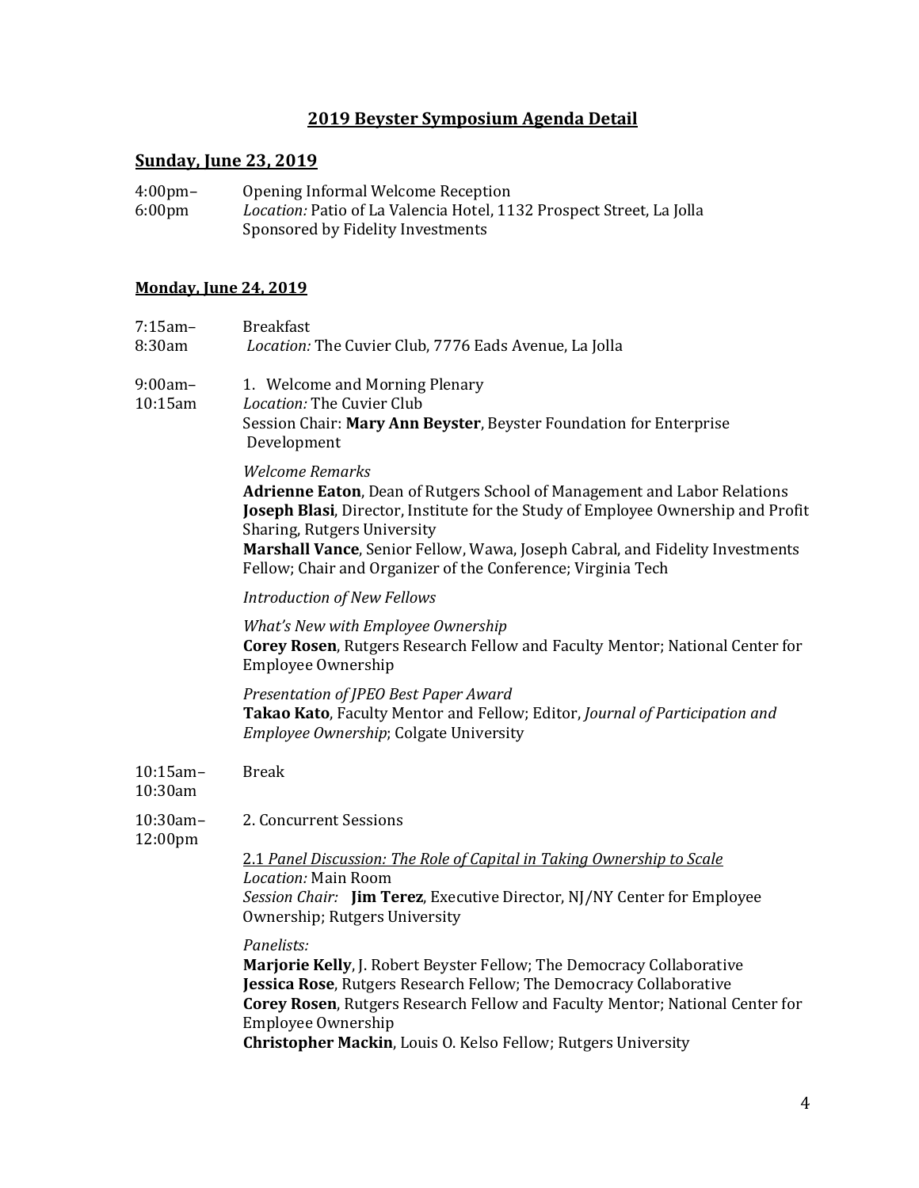## 2019 Beyster Symposium Agenda Detail

### Sunday, June 23, 2019

**4:00pm–6:00pm**
Opening Informal Welcome Reception
*Location:* Patio of La Valencia Hotel, 1132 Prospect Street, La Jolla
Sponsored by Fidelity Investments

### Monday, June 24, 2019

**7:15am–8:30am**
Breakfast
*Location:* The Cuvier Club, 7776 Eads Avenue, La Jolla

**9:00am–10:15am**
1. Welcome and Morning Plenary
*Location:* The Cuvier Club
Session Chair: **Mary Ann Beyster**, Beyster Foundation for Enterprise Development

*Welcome Remarks*
**Adrienne Eaton**, Dean of Rutgers School of Management and Labor Relations
**Joseph Blasi**, Director, Institute for the Study of Employee Ownership and Profit Sharing, Rutgers University
**Marshall Vance**, Senior Fellow, Wawa, Joseph Cabral, and Fidelity Investments Fellow; Chair and Organizer of the Conference; Virginia Tech

*Introduction of New Fellows*

*What's New with Employee Ownership*
**Corey Rosen**, Rutgers Research Fellow and Faculty Mentor; National Center for Employee Ownership

*Presentation of JPEO Best Paper Award*
**Takao Kato**, Faculty Mentor and Fellow; Editor, *Journal of Participation and Employee Ownership*; Colgate University

**10:15am–10:30am**
Break

**10:30am–12:00pm**
2. Concurrent Sessions

2.1 *Panel Discussion: The Role of Capital in Taking Ownership to Scale*
*Location:* Main Room
*Session Chair:* **Jim Terez**, Executive Director, NJ/NY Center for Employee Ownership; Rutgers University

*Panelists:*
**Marjorie Kelly**, J. Robert Beyster Fellow; The Democracy Collaborative
**Jessica Rose**, Rutgers Research Fellow; The Democracy Collaborative
**Corey Rosen**, Rutgers Research Fellow and Faculty Mentor; National Center for Employee Ownership
**Christopher Mackin**, Louis O. Kelso Fellow; Rutgers University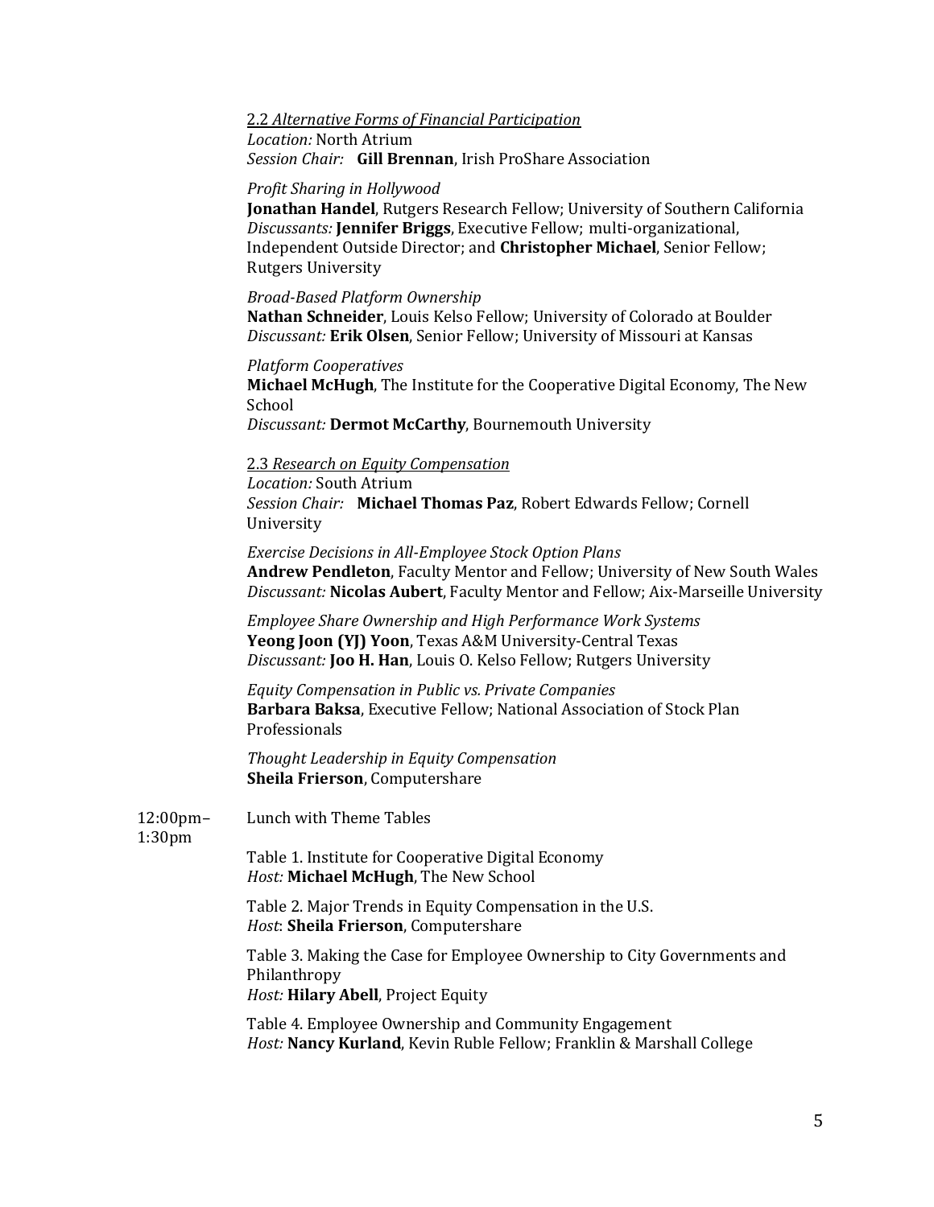<u>2.2 *Alternative Forms of Financial Participation*</u>
*Location:* North Atrium
*Session Chair:* **Gill Brennan**, Irish ProShare Association

*Profit Sharing in Hollywood*
**Jonathan Handel**, Rutgers Research Fellow; University of Southern California
*Discussants:* **Jennifer Briggs**, Executive Fellow; multi-organizational, Independent Outside Director; and **Christopher Michael**, Senior Fellow; Rutgers University

*Broad-Based Platform Ownership*
**Nathan Schneider**, Louis Kelso Fellow; University of Colorado at Boulder
*Discussant:* **Erik Olsen**, Senior Fellow; University of Missouri at Kansas

*Platform Cooperatives*
**Michael McHugh**, The Institute for the Cooperative Digital Economy, The New School
*Discussant:* **Dermot McCarthy**, Bournemouth University

<u>2.3 *Research on Equity Compensation*</u>
*Location:* South Atrium
*Session Chair:* **Michael Thomas Paz**, Robert Edwards Fellow; Cornell University

*Exercise Decisions in All-Employee Stock Option Plans*
**Andrew Pendleton**, Faculty Mentor and Fellow; University of New South Wales
*Discussant:* **Nicolas Aubert**, Faculty Mentor and Fellow; Aix-Marseille University

*Employee Share Ownership and High Performance Work Systems*
**Yeong Joon (YJ) Yoon**, Texas A&M University-Central Texas
*Discussant:* **Joo H. Han**, Louis O. Kelso Fellow; Rutgers University

*Equity Compensation in Public vs. Private Companies*
**Barbara Baksa**, Executive Fellow; National Association of Stock Plan Professionals

*Thought Leadership in Equity Compensation*
**Sheila Frierson**, Computershare

12:00pm–1:30pm — Lunch with Theme Tables

Table 1. Institute for Cooperative Digital Economy
*Host:* **Michael McHugh**, The New School

Table 2. Major Trends in Equity Compensation in the U.S.
*Host*: **Sheila Frierson**, Computershare

Table 3. Making the Case for Employee Ownership to City Governments and Philanthropy
*Host:* **Hilary Abell**, Project Equity

Table 4. Employee Ownership and Community Engagement
*Host:* **Nancy Kurland**, Kevin Ruble Fellow; Franklin & Marshall College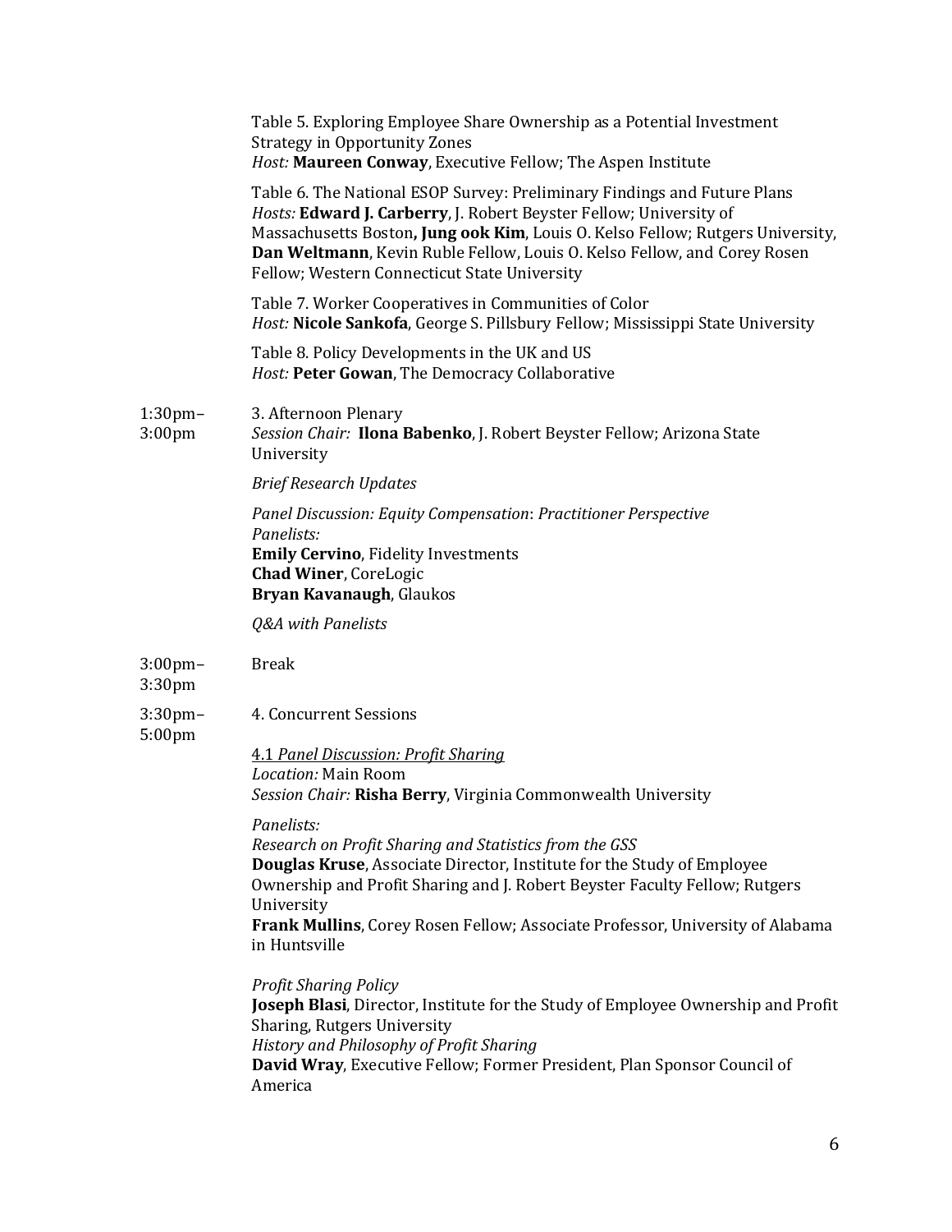Table 5. Exploring Employee Share Ownership as a Potential Investment Strategy in Opportunity Zones
*Host:* **Maureen Conway**, Executive Fellow; The Aspen Institute

Table 6. The National ESOP Survey: Preliminary Findings and Future Plans
*Hosts:* **Edward J. Carberry**, J. Robert Beyster Fellow; University of Massachusetts Boston**, Jung ook Kim**, Louis O. Kelso Fellow; Rutgers University, **Dan Weltmann**, Kevin Ruble Fellow, Louis O. Kelso Fellow, and Corey Rosen Fellow; Western Connecticut State University

Table 7. Worker Cooperatives in Communities of Color
*Host:* **Nicole Sankofa**, George S. Pillsbury Fellow; Mississippi State University

Table 8. Policy Developments in the UK and US
*Host:* **Peter Gowan**, The Democracy Collaborative

1:30pm–3:00pm

3. Afternoon Plenary
*Session Chair:* **Ilona Babenko**, J. Robert Beyster Fellow; Arizona State University

*Brief Research Updates*

*Panel Discussion: Equity Compensation: Practitioner Perspective*
*Panelists:*
**Emily Cervino**, Fidelity Investments
**Chad Winer**, CoreLogic
**Bryan Kavanaugh**, Glaukos

*Q&A with Panelists*

3:00pm–3:30pm

Break

3:30pm–5:00pm

4. Concurrent Sessions

4.1 *Panel Discussion: Profit Sharing*
*Location:* Main Room
*Session Chair:* **Risha Berry**, Virginia Commonwealth University

*Panelists:*
*Research on Profit Sharing and Statistics from the GSS*
**Douglas Kruse**, Associate Director, Institute for the Study of Employee Ownership and Profit Sharing and J. Robert Beyster Faculty Fellow; Rutgers University
**Frank Mullins**, Corey Rosen Fellow; Associate Professor, University of Alabama in Huntsville

*Profit Sharing Policy*
**Joseph Blasi**, Director, Institute for the Study of Employee Ownership and Profit Sharing, Rutgers University
*History and Philosophy of Profit Sharing*
**David Wray**, Executive Fellow; Former President, Plan Sponsor Council of America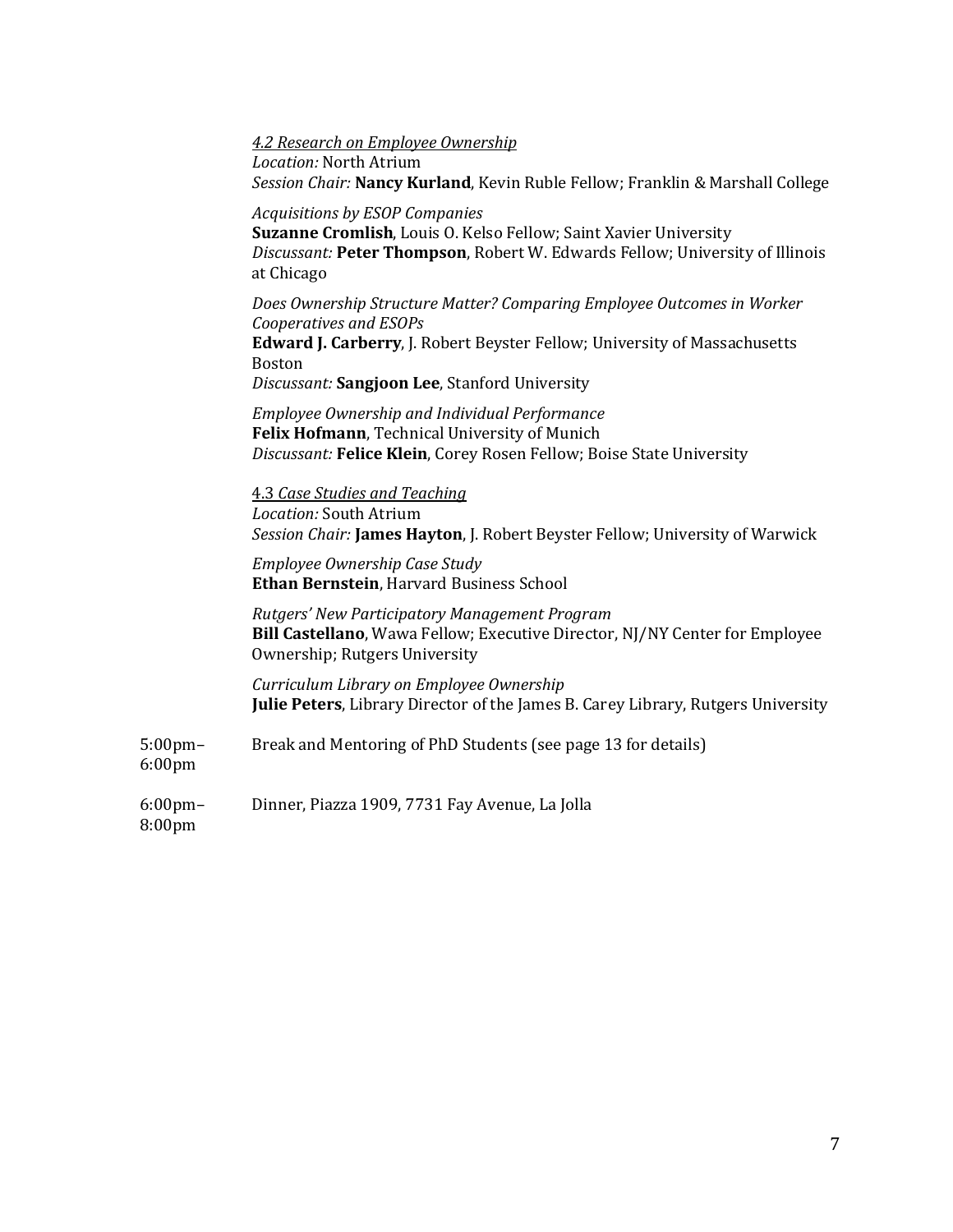*4.2 Research on Employee Ownership*
*Location:* North Atrium
*Session Chair:* **Nancy Kurland**, Kevin Ruble Fellow; Franklin & Marshall College

*Acquisitions by ESOP Companies*
**Suzanne Cromlish**, Louis O. Kelso Fellow; Saint Xavier University
*Discussant:* **Peter Thompson**, Robert W. Edwards Fellow; University of Illinois at Chicago

*Does Ownership Structure Matter? Comparing Employee Outcomes in Worker Cooperatives and ESOPs*
**Edward J. Carberry**, J. Robert Beyster Fellow; University of Massachusetts Boston
*Discussant:* **Sangjoon Lee**, Stanford University

*Employee Ownership and Individual Performance*
**Felix Hofmann**, Technical University of Munich
*Discussant:* **Felice Klein**, Corey Rosen Fellow; Boise State University

4.3 *Case Studies and Teaching*
*Location:* South Atrium
*Session Chair:* **James Hayton**, J. Robert Beyster Fellow; University of Warwick

*Employee Ownership Case Study*
**Ethan Bernstein**, Harvard Business School

*Rutgers' New Participatory Management Program*
**Bill Castellano**, Wawa Fellow; Executive Director, NJ/NY Center for Employee Ownership; Rutgers University

*Curriculum Library on Employee Ownership*
**Julie Peters**, Library Director of the James B. Carey Library, Rutgers University

5:00pm–6:00pm Break and Mentoring of PhD Students (see page 13 for details)

6:00pm–8:00pm Dinner, Piazza 1909, 7731 Fay Avenue, La Jolla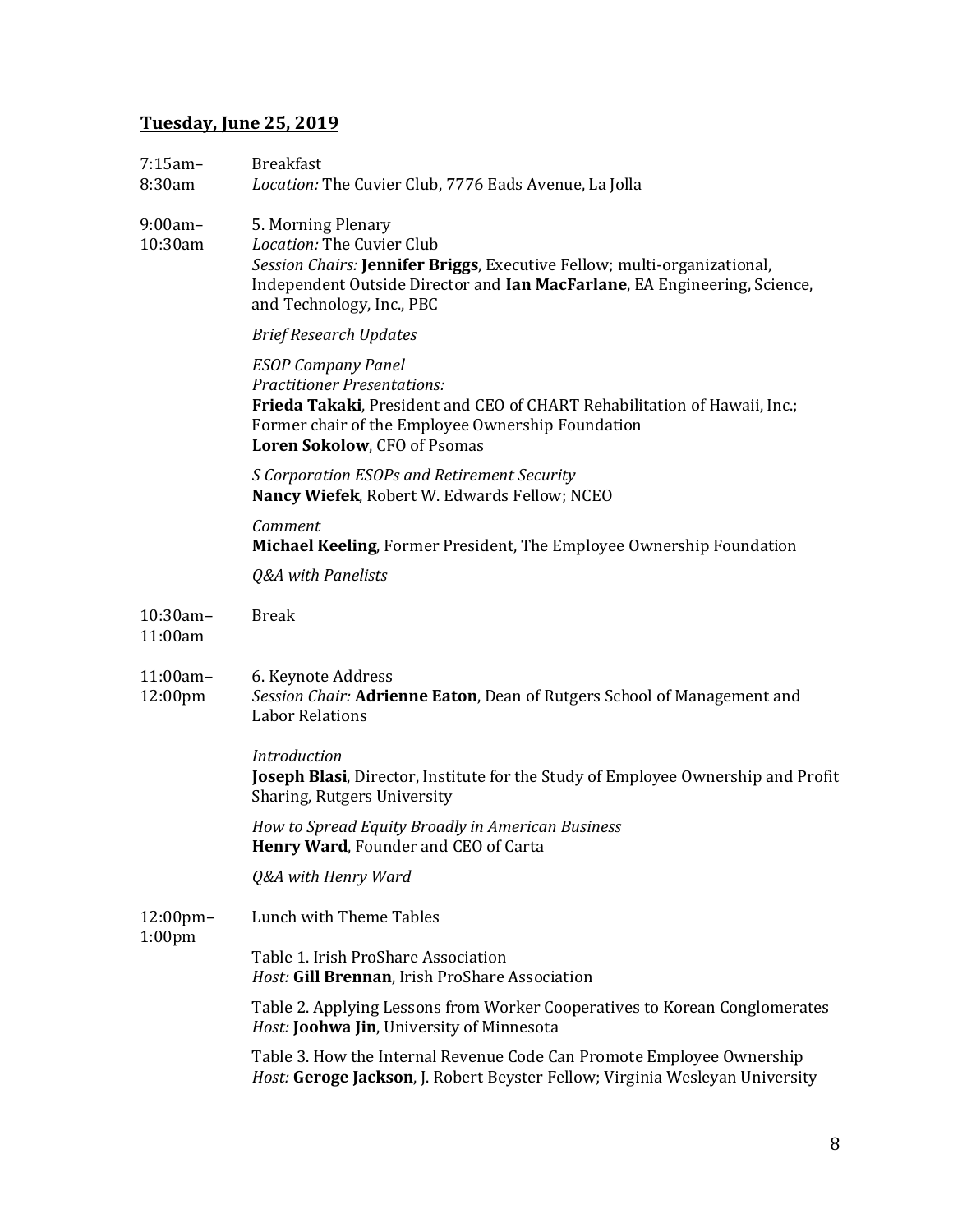## Tuesday, June 25, 2019

| | |
|---|---|
| 7:15am–8:30am | Breakfast<br>*Location:* The Cuvier Club, 7776 Eads Avenue, La Jolla |
| 9:00am–10:30am | 5. Morning Plenary<br>*Location:* The Cuvier Club<br>*Session Chairs:* **Jennifer Briggs**, Executive Fellow; multi-organizational, Independent Outside Director and **Ian MacFarlane**, EA Engineering, Science, and Technology, Inc., PBC<br><br>*Brief Research Updates*<br><br>*ESOP Company Panel*<br>*Practitioner Presentations:*<br>**Frieda Takaki**, President and CEO of CHART Rehabilitation of Hawaii, Inc.; Former chair of the Employee Ownership Foundation<br>**Loren Sokolow**, CFO of Psomas<br><br>*S Corporation ESOPs and Retirement Security*<br>**Nancy Wiefek**, Robert W. Edwards Fellow; NCEO<br><br>*Comment*<br>**Michael Keeling**, Former President, The Employee Ownership Foundation<br><br>*Q&A with Panelists* |
| 10:30am–11:00am | Break |
| 11:00am–12:00pm | 6. Keynote Address<br>*Session Chair:* **Adrienne Eaton**, Dean of Rutgers School of Management and Labor Relations<br><br>*Introduction*<br>**Joseph Blasi**, Director, Institute for the Study of Employee Ownership and Profit Sharing, Rutgers University<br><br>*How to Spread Equity Broadly in American Business*<br>**Henry Ward**, Founder and CEO of Carta<br><br>*Q&A with Henry Ward* |
| 12:00pm–1:00pm | Lunch with Theme Tables<br><br>Table 1. Irish ProShare Association<br>*Host:* **Gill Brennan**, Irish ProShare Association<br><br>Table 2. Applying Lessons from Worker Cooperatives to Korean Conglomerates<br>*Host:* **Joohwa Jin**, University of Minnesota<br><br>Table 3. How the Internal Revenue Code Can Promote Employee Ownership<br>*Host:* **Geroge Jackson**, J. Robert Beyster Fellow; Virginia Wesleyan University |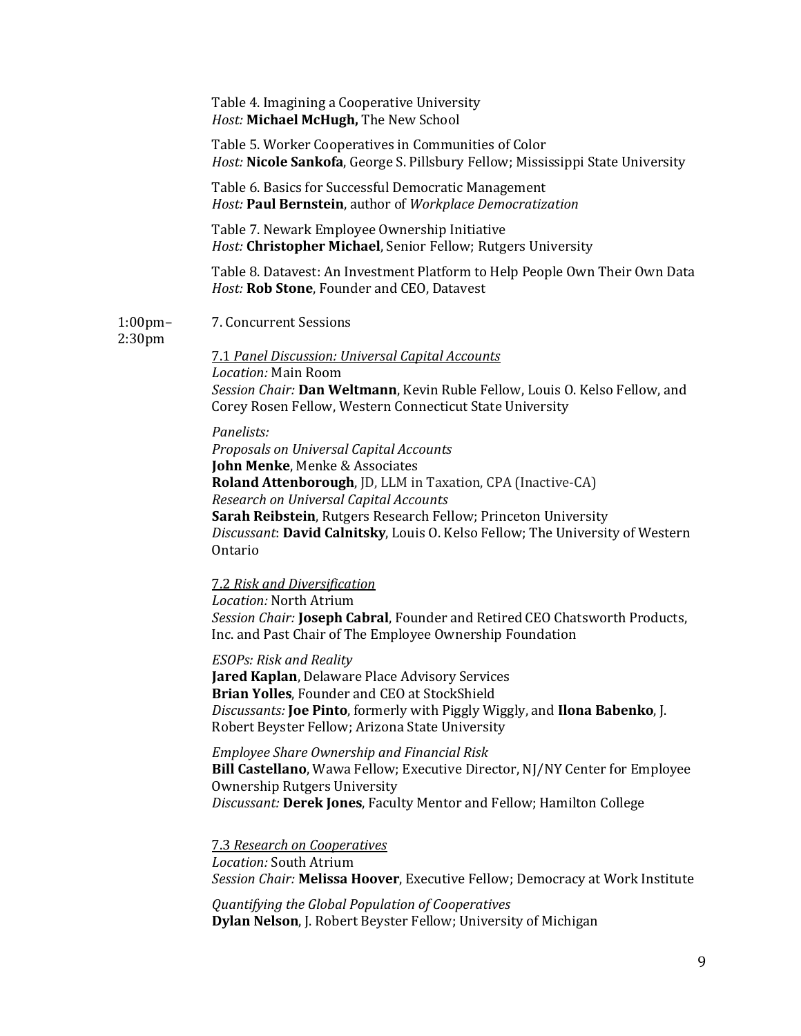Table 4. Imagining a Cooperative University
*Host:* **Michael McHugh,** The New School

Table 5. Worker Cooperatives in Communities of Color
*Host:* **Nicole Sankofa**, George S. Pillsbury Fellow; Mississippi State University

Table 6. Basics for Successful Democratic Management
*Host:* **Paul Bernstein**, author of *Workplace Democratization*

Table 7. Newark Employee Ownership Initiative
*Host:* **Christopher Michael**, Senior Fellow; Rutgers University

Table 8. Datavest: An Investment Platform to Help People Own Their Own Data
*Host:* **Rob Stone**, Founder and CEO, Datavest

1:00pm–2:30pm

## 7. Concurrent Sessions

### 7.1 *Panel Discussion: Universal Capital Accounts*

*Location:* Main Room
*Session Chair:* **Dan Weltmann**, Kevin Ruble Fellow, Louis O. Kelso Fellow, and Corey Rosen Fellow, Western Connecticut State University

*Panelists:*
*Proposals on Universal Capital Accounts*
**John Menke**, Menke & Associates
**Roland Attenborough**, JD, LLM in Taxation, CPA (Inactive-CA)
*Research on Universal Capital Accounts*
**Sarah Reibstein**, Rutgers Research Fellow; Princeton University
*Discussant*: **David Calnitsky**, Louis O. Kelso Fellow; The University of Western Ontario

### 7.2 *Risk and Diversification*

*Location:* North Atrium
*Session Chair:* **Joseph Cabral**, Founder and Retired CEO Chatsworth Products, Inc. and Past Chair of The Employee Ownership Foundation

*ESOPs: Risk and Reality*
**Jared Kaplan**, Delaware Place Advisory Services
**Brian Yolles**, Founder and CEO at StockShield
*Discussants:* **Joe Pinto**, formerly with Piggly Wiggly, and **Ilona Babenko**, J. Robert Beyster Fellow; Arizona State University

*Employee Share Ownership and Financial Risk*
**Bill Castellano**, Wawa Fellow; Executive Director, NJ/NY Center for Employee Ownership Rutgers University
*Discussant:* **Derek Jones**, Faculty Mentor and Fellow; Hamilton College

### 7.3 *Research on Cooperatives*

*Location:* South Atrium
*Session Chair:* **Melissa Hoover**, Executive Fellow; Democracy at Work Institute

*Quantifying the Global Population of Cooperatives*
**Dylan Nelson**, J. Robert Beyster Fellow; University of Michigan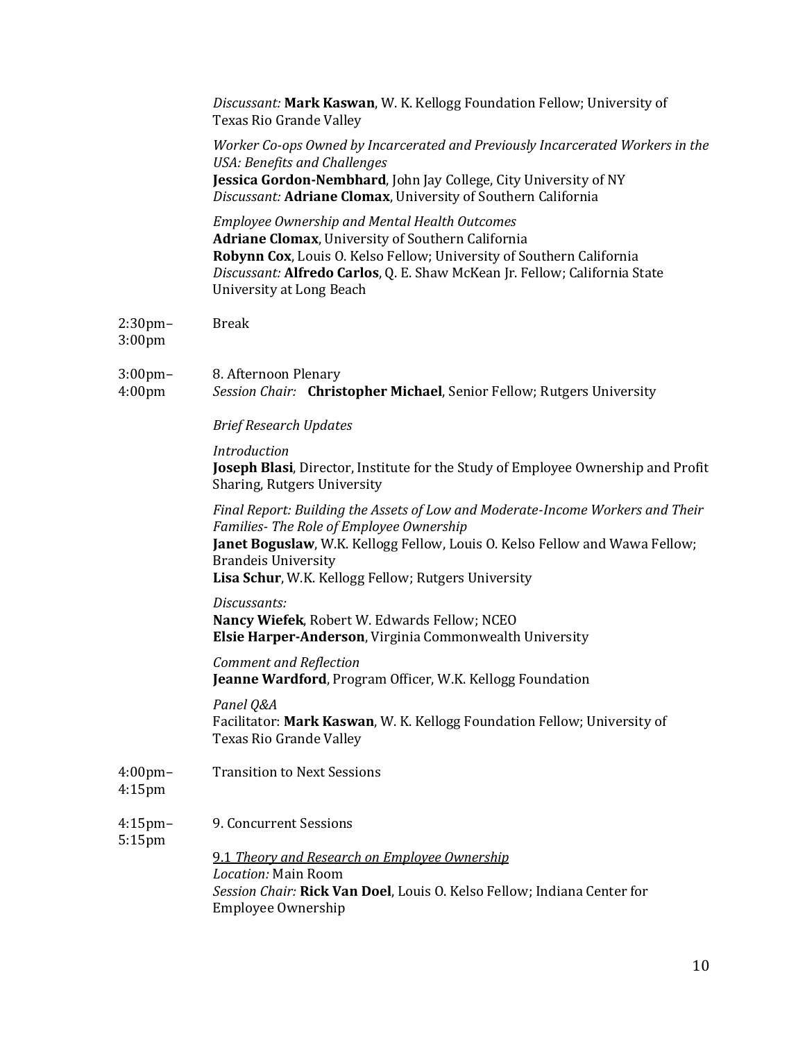*Discussant:* **Mark Kaswan**, W. K. Kellogg Foundation Fellow; University of Texas Rio Grande Valley

*Worker Co-ops Owned by Incarcerated and Previously Incarcerated Workers in the USA: Benefits and Challenges*
**Jessica Gordon-Nembhard**, John Jay College, City University of NY
*Discussant:* **Adriane Clomax**, University of Southern California

*Employee Ownership and Mental Health Outcomes*
**Adriane Clomax**, University of Southern California
**Robynn Cox**, Louis O. Kelso Fellow; University of Southern California
*Discussant:* **Alfredo Carlos**, Q. E. Shaw McKean Jr. Fellow; California State University at Long Beach

2:30pm–3:00pm Break

3:00pm–4:00pm 8. Afternoon Plenary
*Session Chair:* **Christopher Michael**, Senior Fellow; Rutgers University

*Brief Research Updates*

*Introduction*
**Joseph Blasi**, Director, Institute for the Study of Employee Ownership and Profit Sharing, Rutgers University

*Final Report: Building the Assets of Low and Moderate-Income Workers and Their Families- The Role of Employee Ownership*
**Janet Boguslaw**, W.K. Kellogg Fellow, Louis O. Kelso Fellow and Wawa Fellow; Brandeis University
**Lisa Schur**, W.K. Kellogg Fellow; Rutgers University

*Discussants:*
**Nancy Wiefek**, Robert W. Edwards Fellow; NCEO
**Elsie Harper-Anderson**, Virginia Commonwealth University

*Comment and Reflection*
**Jeanne Wardford**, Program Officer, W.K. Kellogg Foundation

*Panel Q&A*
Facilitator: **Mark Kaswan**, W. K. Kellogg Foundation Fellow; University of Texas Rio Grande Valley

4:00pm–4:15pm Transition to Next Sessions

4:15pm–5:15pm 9. Concurrent Sessions

9.1 *Theory and Research on Employee Ownership*
*Location:* Main Room
*Session Chair:* **Rick Van Doel**, Louis O. Kelso Fellow; Indiana Center for Employee Ownership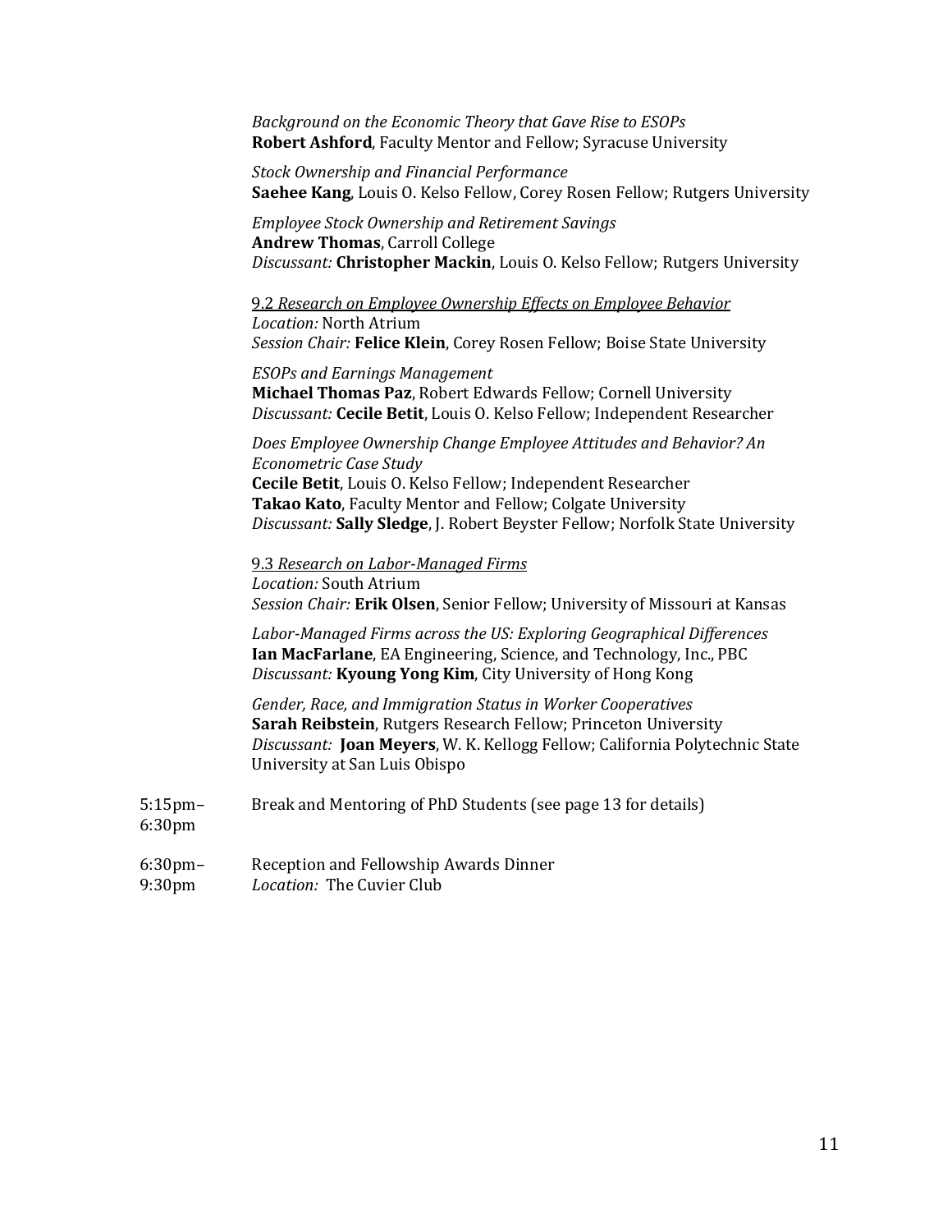*Background on the Economic Theory that Gave Rise to ESOPs*
**Robert Ashford**, Faculty Mentor and Fellow; Syracuse University

*Stock Ownership and Financial Performance*
**Saehee Kang**, Louis O. Kelso Fellow, Corey Rosen Fellow; Rutgers University

*Employee Stock Ownership and Retirement Savings*
**Andrew Thomas**, Carroll College
*Discussant:* **Christopher Mackin**, Louis O. Kelso Fellow; Rutgers University

9.2 *Research on Employee Ownership Effects on Employee Behavior*
*Location:* North Atrium
*Session Chair:* **Felice Klein**, Corey Rosen Fellow; Boise State University

*ESOPs and Earnings Management*
**Michael Thomas Paz**, Robert Edwards Fellow; Cornell University
*Discussant:* **Cecile Betit**, Louis O. Kelso Fellow; Independent Researcher

*Does Employee Ownership Change Employee Attitudes and Behavior? An Econometric Case Study*
**Cecile Betit**, Louis O. Kelso Fellow; Independent Researcher
**Takao Kato**, Faculty Mentor and Fellow; Colgate University
*Discussant:* **Sally Sledge**, J. Robert Beyster Fellow; Norfolk State University

9.3 *Research on Labor-Managed Firms*
*Location:* South Atrium
*Session Chair:* **Erik Olsen**, Senior Fellow; University of Missouri at Kansas

*Labor-Managed Firms across the US: Exploring Geographical Differences*
**Ian MacFarlane**, EA Engineering, Science, and Technology, Inc., PBC
*Discussant:* **Kyoung Yong Kim**, City University of Hong Kong

*Gender, Race, and Immigration Status in Worker Cooperatives*
**Sarah Reibstein**, Rutgers Research Fellow; Princeton University
*Discussant:* **Joan Meyers**, W. K. Kellogg Fellow; California Polytechnic State University at San Luis Obispo

5:15pm–6:30pm — Break and Mentoring of PhD Students (see page 13 for details)

6:30pm–9:30pm — Reception and Fellowship Awards Dinner
*Location:* The Cuvier Club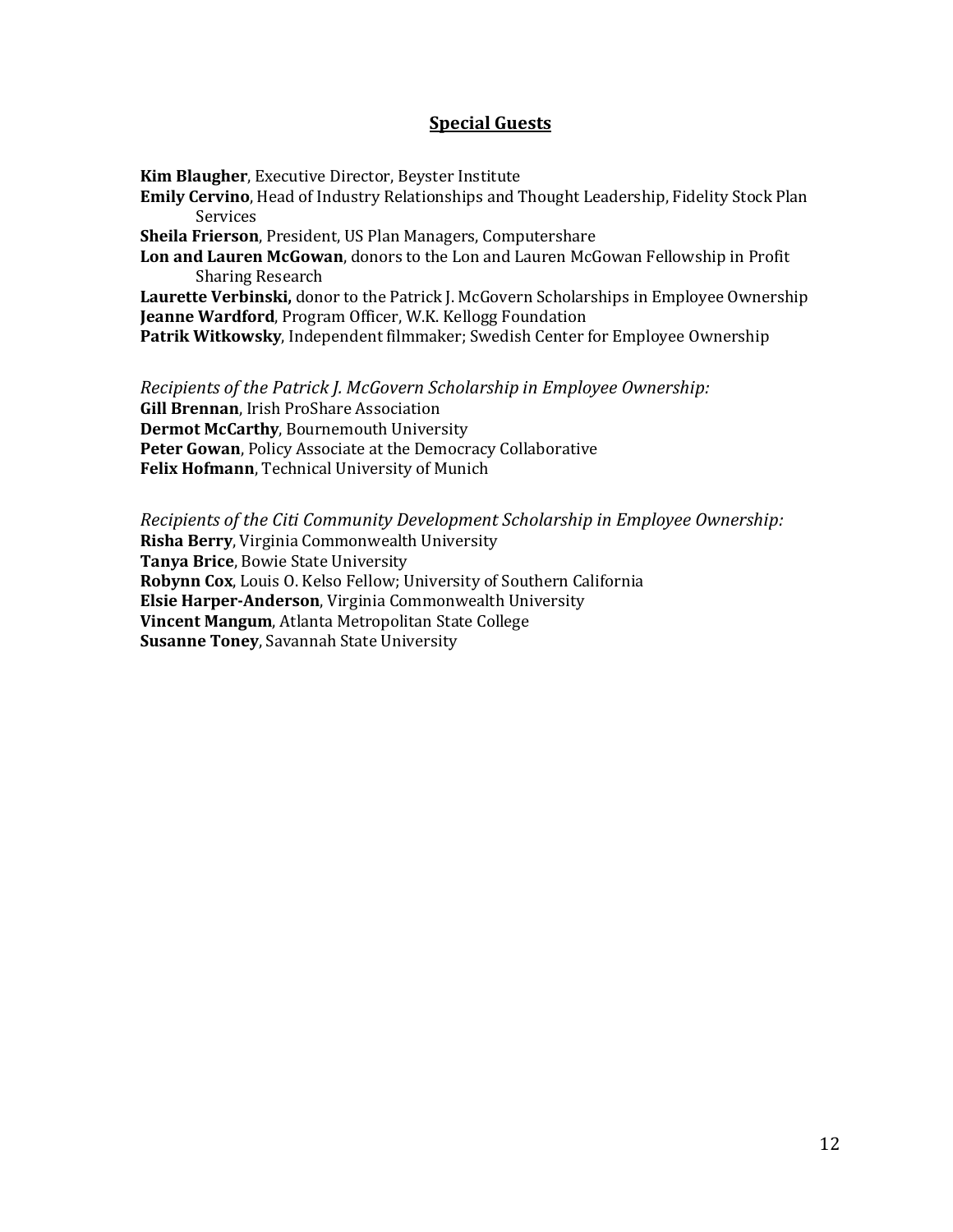## Special Guests

**Kim Blaugher**, Executive Director, Beyster Institute
**Emily Cervino**, Head of Industry Relationships and Thought Leadership, Fidelity Stock Plan Services
**Sheila Frierson**, President, US Plan Managers, Computershare
**Lon and Lauren McGowan**, donors to the Lon and Lauren McGowan Fellowship in Profit Sharing Research
**Laurette Verbinski,** donor to the Patrick J. McGovern Scholarships in Employee Ownership
**Jeanne Wardford**, Program Officer, W.K. Kellogg Foundation
**Patrik Witkowsky**, Independent filmmaker; Swedish Center for Employee Ownership

*Recipients of the Patrick J. McGovern Scholarship in Employee Ownership:*
**Gill Brennan**, Irish ProShare Association
**Dermot McCarthy**, Bournemouth University
**Peter Gowan**, Policy Associate at the Democracy Collaborative
**Felix Hofmann**, Technical University of Munich

*Recipients of the Citi Community Development Scholarship in Employee Ownership:*
**Risha Berry**, Virginia Commonwealth University
**Tanya Brice**, Bowie State University
**Robynn Cox**, Louis O. Kelso Fellow; University of Southern California
**Elsie Harper-Anderson**, Virginia Commonwealth University
**Vincent Mangum**, Atlanta Metropolitan State College
**Susanne Toney**, Savannah State University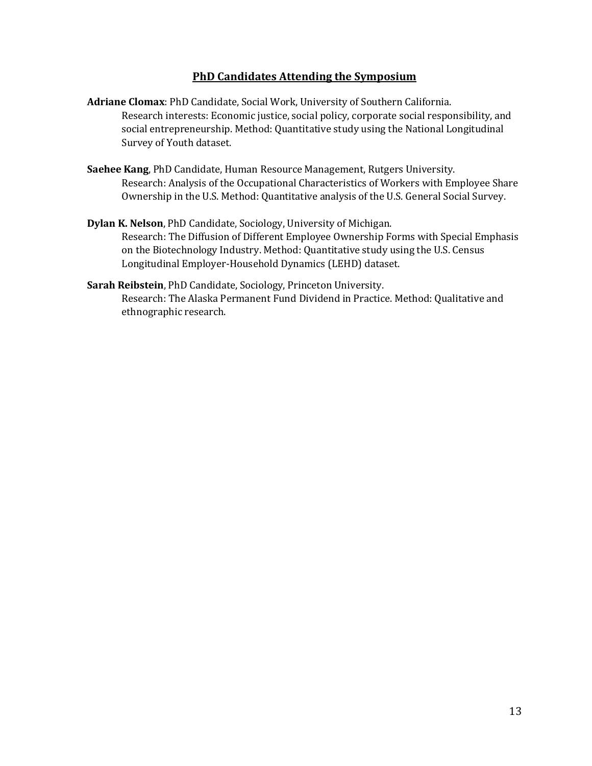## PhD Candidates Attending the Symposium

**Adriane Clomax**: PhD Candidate, Social Work, University of Southern California.
Research interests: Economic justice, social policy, corporate social responsibility, and social entrepreneurship. Method: Quantitative study using the National Longitudinal Survey of Youth dataset.

**Saehee Kang**, PhD Candidate, Human Resource Management, Rutgers University.
Research: Analysis of the Occupational Characteristics of Workers with Employee Share Ownership in the U.S. Method: Quantitative analysis of the U.S. General Social Survey.

**Dylan K. Nelson**, PhD Candidate, Sociology, University of Michigan.
Research: The Diffusion of Different Employee Ownership Forms with Special Emphasis on the Biotechnology Industry. Method: Quantitative study using the U.S. Census Longitudinal Employer-Household Dynamics (LEHD) dataset.

**Sarah Reibstein**, PhD Candidate, Sociology, Princeton University.
Research: The Alaska Permanent Fund Dividend in Practice. Method: Qualitative and ethnographic research.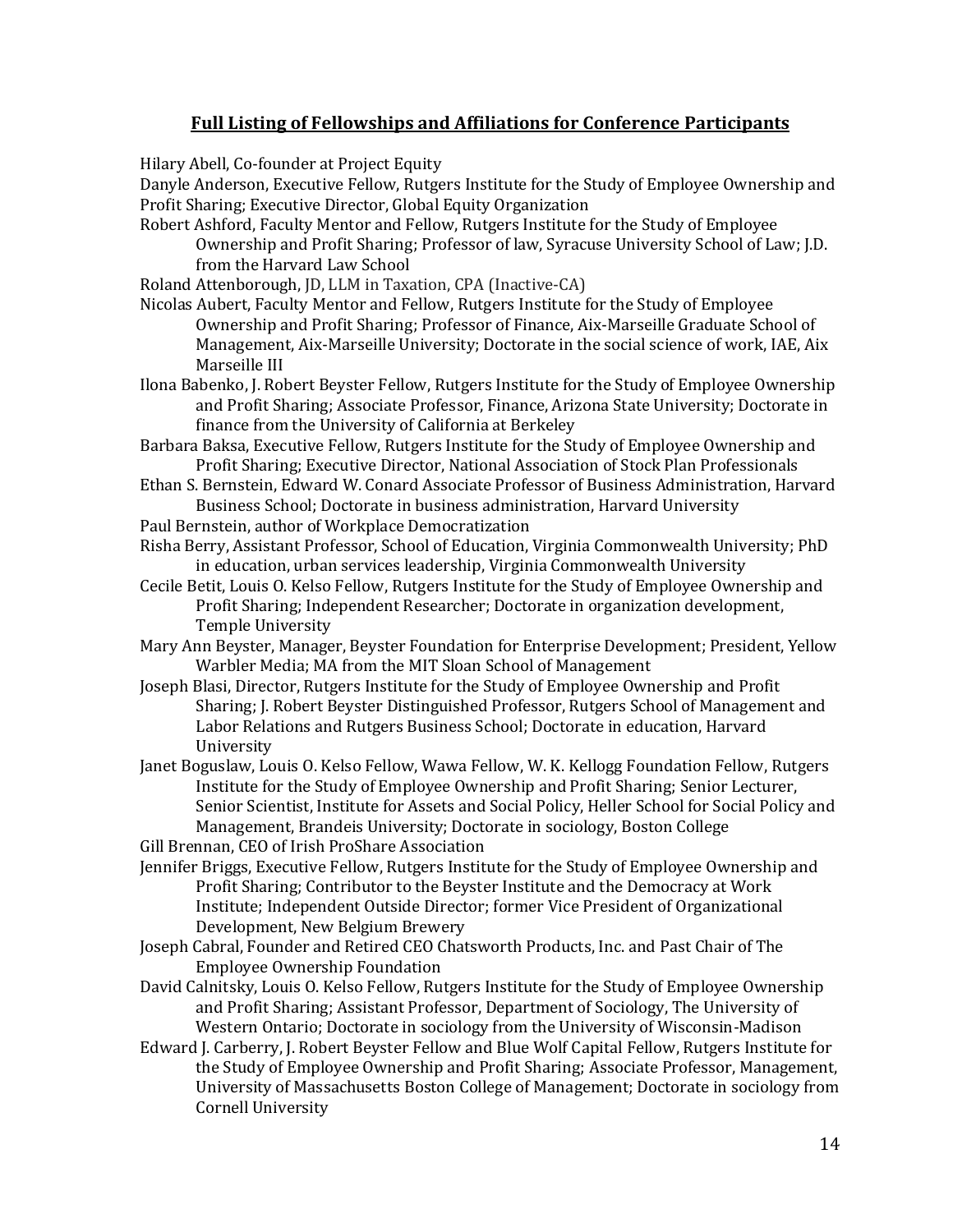## Full Listing of Fellowships and Affiliations for Conference Participants

Hilary Abell, Co-founder at Project Equity

Danyle Anderson, Executive Fellow, Rutgers Institute for the Study of Employee Ownership and Profit Sharing; Executive Director, Global Equity Organization

Robert Ashford, Faculty Mentor and Fellow, Rutgers Institute for the Study of Employee Ownership and Profit Sharing; Professor of law, Syracuse University School of Law; J.D. from the Harvard Law School

Roland Attenborough, JD, LLM in Taxation, CPA (Inactive-CA)

Nicolas Aubert, Faculty Mentor and Fellow, Rutgers Institute for the Study of Employee Ownership and Profit Sharing; Professor of Finance, Aix-Marseille Graduate School of Management, Aix-Marseille University; Doctorate in the social science of work, IAE, Aix Marseille III

Ilona Babenko, J. Robert Beyster Fellow, Rutgers Institute for the Study of Employee Ownership and Profit Sharing; Associate Professor, Finance, Arizona State University; Doctorate in finance from the University of California at Berkeley

Barbara Baksa, Executive Fellow, Rutgers Institute for the Study of Employee Ownership and Profit Sharing; Executive Director, National Association of Stock Plan Professionals

Ethan S. Bernstein, Edward W. Conard Associate Professor of Business Administration, Harvard Business School; Doctorate in business administration, Harvard University

Paul Bernstein, author of Workplace Democratization

Risha Berry, Assistant Professor, School of Education, Virginia Commonwealth University; PhD in education, urban services leadership, Virginia Commonwealth University

Cecile Betit, Louis O. Kelso Fellow, Rutgers Institute for the Study of Employee Ownership and Profit Sharing; Independent Researcher; Doctorate in organization development, Temple University

Mary Ann Beyster, Manager, Beyster Foundation for Enterprise Development; President, Yellow Warbler Media; MA from the MIT Sloan School of Management

Joseph Blasi, Director, Rutgers Institute for the Study of Employee Ownership and Profit Sharing; J. Robert Beyster Distinguished Professor, Rutgers School of Management and Labor Relations and Rutgers Business School; Doctorate in education, Harvard University

Janet Boguslaw, Louis O. Kelso Fellow, Wawa Fellow, W. K. Kellogg Foundation Fellow, Rutgers Institute for the Study of Employee Ownership and Profit Sharing; Senior Lecturer, Senior Scientist, Institute for Assets and Social Policy, Heller School for Social Policy and Management, Brandeis University; Doctorate in sociology, Boston College

Gill Brennan, CEO of Irish ProShare Association

Jennifer Briggs, Executive Fellow, Rutgers Institute for the Study of Employee Ownership and Profit Sharing; Contributor to the Beyster Institute and the Democracy at Work Institute; Independent Outside Director; former Vice President of Organizational Development, New Belgium Brewery

Joseph Cabral, Founder and Retired CEO Chatsworth Products, Inc. and Past Chair of The Employee Ownership Foundation

David Calnitsky, Louis O. Kelso Fellow, Rutgers Institute for the Study of Employee Ownership and Profit Sharing; Assistant Professor, Department of Sociology, The University of Western Ontario; Doctorate in sociology from the University of Wisconsin-Madison

Edward J. Carberry, J. Robert Beyster Fellow and Blue Wolf Capital Fellow, Rutgers Institute for the Study of Employee Ownership and Profit Sharing; Associate Professor, Management, University of Massachusetts Boston College of Management; Doctorate in sociology from Cornell University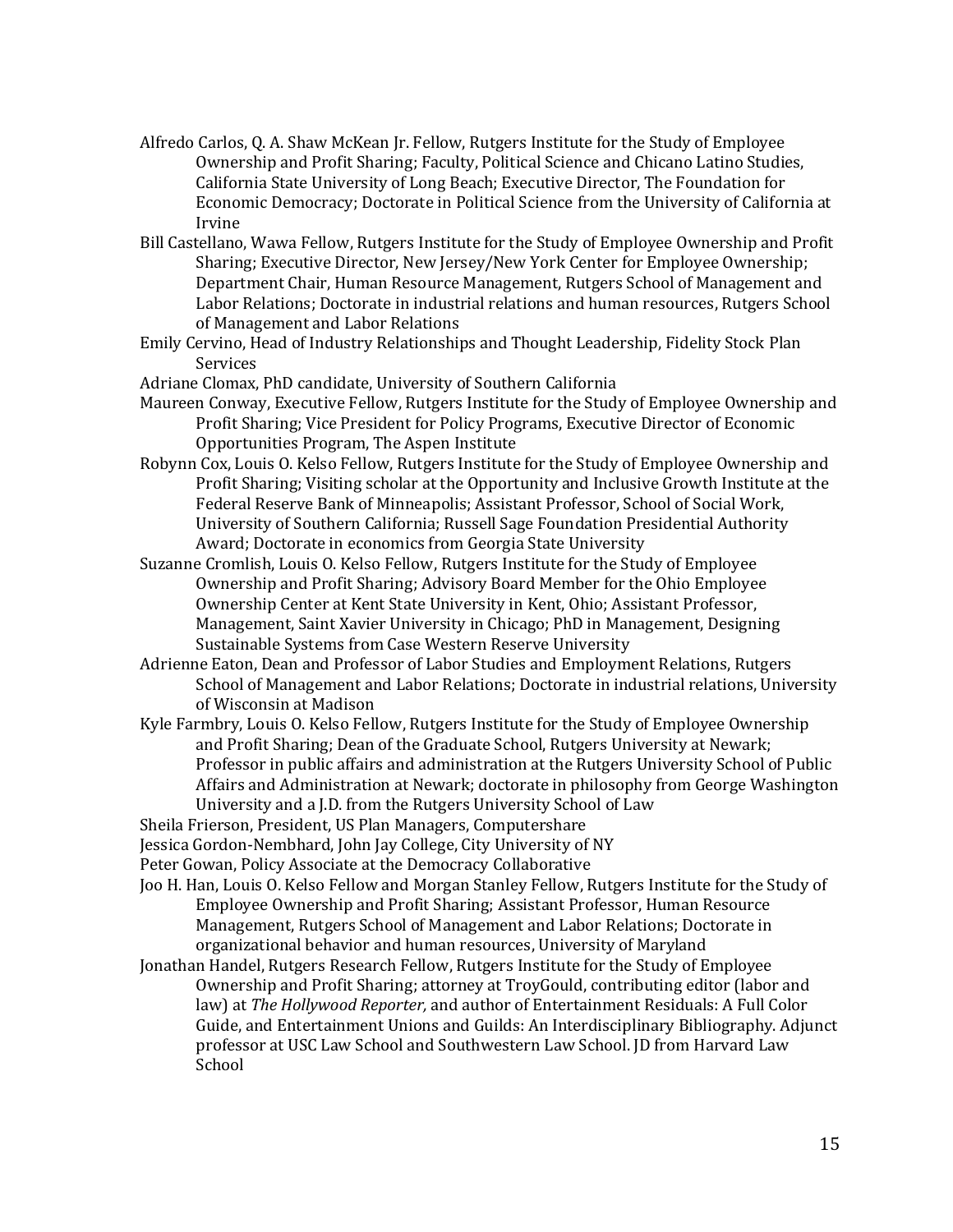Alfredo Carlos, Q. A. Shaw McKean Jr. Fellow, Rutgers Institute for the Study of Employee Ownership and Profit Sharing; Faculty, Political Science and Chicano Latino Studies, California State University of Long Beach; Executive Director, The Foundation for Economic Democracy; Doctorate in Political Science from the University of California at Irvine

Bill Castellano, Wawa Fellow, Rutgers Institute for the Study of Employee Ownership and Profit Sharing; Executive Director, New Jersey/New York Center for Employee Ownership; Department Chair, Human Resource Management, Rutgers School of Management and Labor Relations; Doctorate in industrial relations and human resources, Rutgers School of Management and Labor Relations

Emily Cervino, Head of Industry Relationships and Thought Leadership, Fidelity Stock Plan Services

Adriane Clomax, PhD candidate, University of Southern California

Maureen Conway, Executive Fellow, Rutgers Institute for the Study of Employee Ownership and Profit Sharing; Vice President for Policy Programs, Executive Director of Economic Opportunities Program, The Aspen Institute

Robynn Cox, Louis O. Kelso Fellow, Rutgers Institute for the Study of Employee Ownership and Profit Sharing; Visiting scholar at the Opportunity and Inclusive Growth Institute at the Federal Reserve Bank of Minneapolis; Assistant Professor, School of Social Work, University of Southern California; Russell Sage Foundation Presidential Authority Award; Doctorate in economics from Georgia State University

Suzanne Cromlish, Louis O. Kelso Fellow, Rutgers Institute for the Study of Employee Ownership and Profit Sharing; Advisory Board Member for the Ohio Employee Ownership Center at Kent State University in Kent, Ohio; Assistant Professor, Management, Saint Xavier University in Chicago; PhD in Management, Designing Sustainable Systems from Case Western Reserve University

Adrienne Eaton, Dean and Professor of Labor Studies and Employment Relations, Rutgers School of Management and Labor Relations; Doctorate in industrial relations, University of Wisconsin at Madison

Kyle Farmbry, Louis O. Kelso Fellow, Rutgers Institute for the Study of Employee Ownership and Profit Sharing; Dean of the Graduate School, Rutgers University at Newark; Professor in public affairs and administration at the Rutgers University School of Public Affairs and Administration at Newark; doctorate in philosophy from George Washington University and a J.D. from the Rutgers University School of Law

Sheila Frierson, President, US Plan Managers, Computershare

Jessica Gordon-Nembhard, John Jay College, City University of NY

Peter Gowan, Policy Associate at the Democracy Collaborative

Joo H. Han, Louis O. Kelso Fellow and Morgan Stanley Fellow, Rutgers Institute for the Study of Employee Ownership and Profit Sharing; Assistant Professor, Human Resource Management, Rutgers School of Management and Labor Relations; Doctorate in organizational behavior and human resources, University of Maryland

Jonathan Handel, Rutgers Research Fellow, Rutgers Institute for the Study of Employee Ownership and Profit Sharing; attorney at TroyGould, contributing editor (labor and law) at *The Hollywood Reporter,* and author of Entertainment Residuals: A Full Color Guide, and Entertainment Unions and Guilds: An Interdisciplinary Bibliography. Adjunct professor at USC Law School and Southwestern Law School. JD from Harvard Law School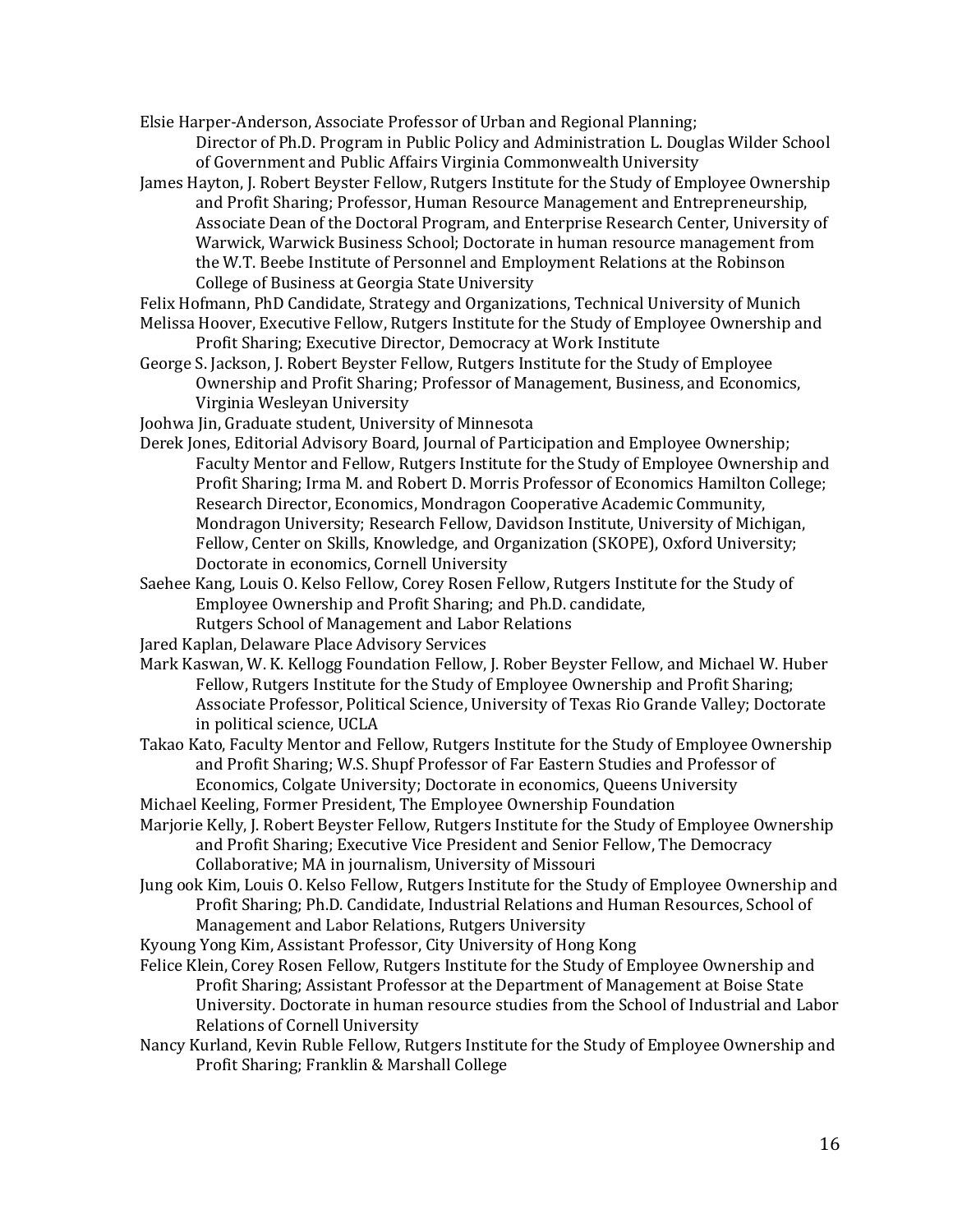Elsie Harper-Anderson, Associate Professor of Urban and Regional Planning; Director of Ph.D. Program in Public Policy and Administration L. Douglas Wilder School of Government and Public Affairs Virginia Commonwealth University

James Hayton, J. Robert Beyster Fellow, Rutgers Institute for the Study of Employee Ownership and Profit Sharing; Professor, Human Resource Management and Entrepreneurship, Associate Dean of the Doctoral Program, and Enterprise Research Center, University of Warwick, Warwick Business School; Doctorate in human resource management from the W.T. Beebe Institute of Personnel and Employment Relations at the Robinson College of Business at Georgia State University

Felix Hofmann, PhD Candidate, Strategy and Organizations, Technical University of Munich

Melissa Hoover, Executive Fellow, Rutgers Institute for the Study of Employee Ownership and Profit Sharing; Executive Director, Democracy at Work Institute

George S. Jackson, J. Robert Beyster Fellow, Rutgers Institute for the Study of Employee Ownership and Profit Sharing; Professor of Management, Business, and Economics, Virginia Wesleyan University

Joohwa Jin, Graduate student, University of Minnesota

Derek Jones, Editorial Advisory Board, Journal of Participation and Employee Ownership; Faculty Mentor and Fellow, Rutgers Institute for the Study of Employee Ownership and Profit Sharing; Irma M. and Robert D. Morris Professor of Economics Hamilton College; Research Director, Economics, Mondragon Cooperative Academic Community, Mondragon University; Research Fellow, Davidson Institute, University of Michigan, Fellow, Center on Skills, Knowledge, and Organization (SKOPE), Oxford University; Doctorate in economics, Cornell University

Saehee Kang, Louis O. Kelso Fellow, Corey Rosen Fellow, Rutgers Institute for the Study of Employee Ownership and Profit Sharing; and Ph.D. candidate, Rutgers School of Management and Labor Relations

Jared Kaplan, Delaware Place Advisory Services

Mark Kaswan, W. K. Kellogg Foundation Fellow, J. Rober Beyster Fellow, and Michael W. Huber Fellow, Rutgers Institute for the Study of Employee Ownership and Profit Sharing; Associate Professor, Political Science, University of Texas Rio Grande Valley; Doctorate in political science, UCLA

Takao Kato, Faculty Mentor and Fellow, Rutgers Institute for the Study of Employee Ownership and Profit Sharing; W.S. Shupf Professor of Far Eastern Studies and Professor of Economics, Colgate University; Doctorate in economics, Queens University

Michael Keeling, Former President, The Employee Ownership Foundation

Marjorie Kelly, J. Robert Beyster Fellow, Rutgers Institute for the Study of Employee Ownership and Profit Sharing; Executive Vice President and Senior Fellow, The Democracy Collaborative; MA in journalism, University of Missouri

Jung ook Kim, Louis O. Kelso Fellow, Rutgers Institute for the Study of Employee Ownership and Profit Sharing; Ph.D. Candidate, Industrial Relations and Human Resources, School of Management and Labor Relations, Rutgers University

Kyoung Yong Kim, Assistant Professor, City University of Hong Kong

Felice Klein, Corey Rosen Fellow, Rutgers Institute for the Study of Employee Ownership and Profit Sharing; Assistant Professor at the Department of Management at Boise State University. Doctorate in human resource studies from the School of Industrial and Labor Relations of Cornell University

Nancy Kurland, Kevin Ruble Fellow, Rutgers Institute for the Study of Employee Ownership and Profit Sharing; Franklin & Marshall College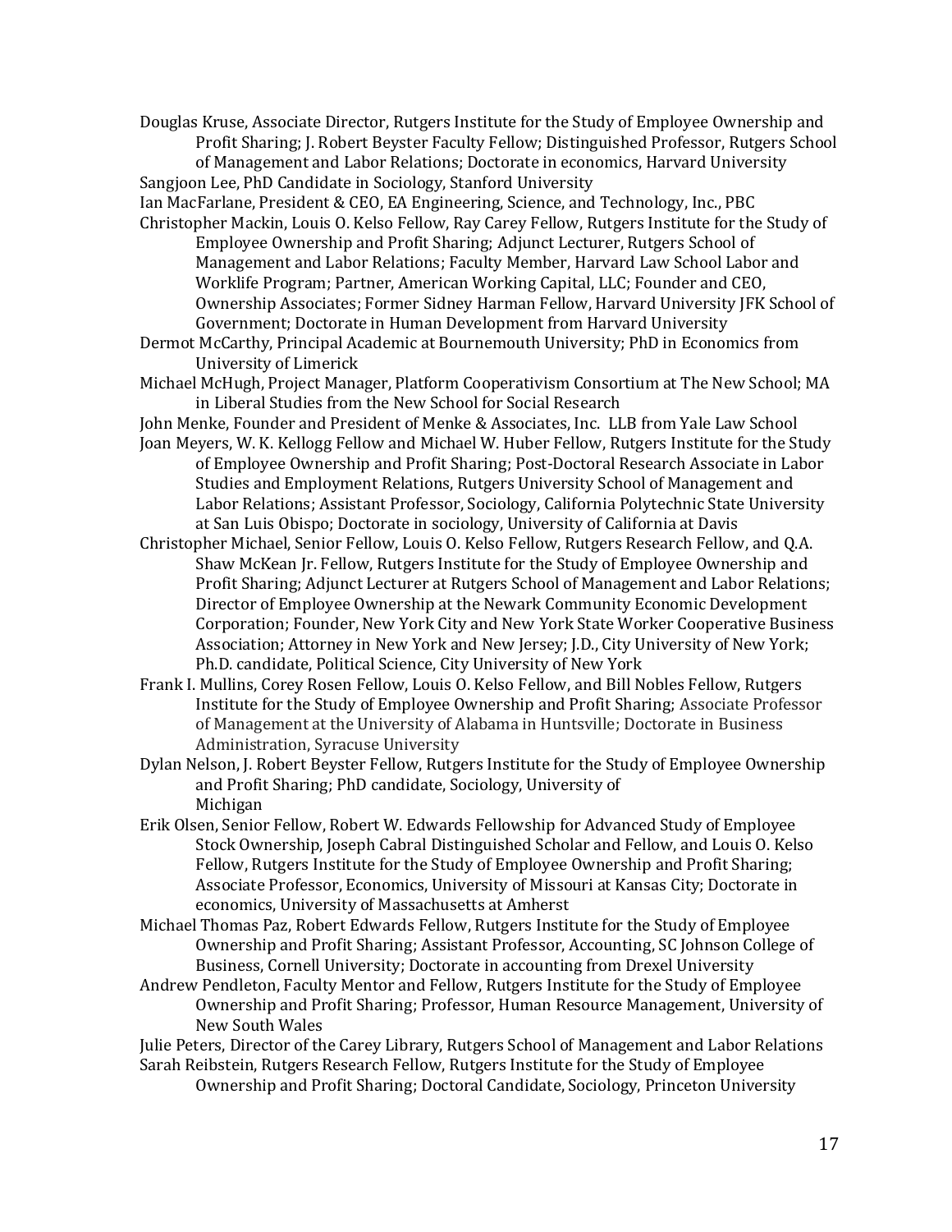Douglas Kruse, Associate Director, Rutgers Institute for the Study of Employee Ownership and Profit Sharing; J. Robert Beyster Faculty Fellow; Distinguished Professor, Rutgers School of Management and Labor Relations; Doctorate in economics, Harvard University

Sangjoon Lee, PhD Candidate in Sociology, Stanford University

Ian MacFarlane, President & CEO, EA Engineering, Science, and Technology, Inc., PBC

Christopher Mackin, Louis O. Kelso Fellow, Ray Carey Fellow, Rutgers Institute for the Study of Employee Ownership and Profit Sharing; Adjunct Lecturer, Rutgers School of Management and Labor Relations; Faculty Member, Harvard Law School Labor and Worklife Program; Partner, American Working Capital, LLC; Founder and CEO, Ownership Associates; Former Sidney Harman Fellow, Harvard University JFK School of Government; Doctorate in Human Development from Harvard University

Dermot McCarthy, Principal Academic at Bournemouth University; PhD in Economics from University of Limerick

Michael McHugh, Project Manager, Platform Cooperativism Consortium at The New School; MA in Liberal Studies from the New School for Social Research

John Menke, Founder and President of Menke & Associates, Inc. LLB from Yale Law School

Joan Meyers, W. K. Kellogg Fellow and Michael W. Huber Fellow, Rutgers Institute for the Study of Employee Ownership and Profit Sharing; Post-Doctoral Research Associate in Labor Studies and Employment Relations, Rutgers University School of Management and Labor Relations; Assistant Professor, Sociology, California Polytechnic State University at San Luis Obispo; Doctorate in sociology, University of California at Davis

Christopher Michael, Senior Fellow, Louis O. Kelso Fellow, Rutgers Research Fellow, and Q.A. Shaw McKean Jr. Fellow, Rutgers Institute for the Study of Employee Ownership and Profit Sharing; Adjunct Lecturer at Rutgers School of Management and Labor Relations; Director of Employee Ownership at the Newark Community Economic Development Corporation; Founder, New York City and New York State Worker Cooperative Business Association; Attorney in New York and New Jersey; J.D., City University of New York; Ph.D. candidate, Political Science, City University of New York

Frank I. Mullins, Corey Rosen Fellow, Louis O. Kelso Fellow, and Bill Nobles Fellow, Rutgers Institute for the Study of Employee Ownership and Profit Sharing; Associate Professor of Management at the University of Alabama in Huntsville; Doctorate in Business Administration, Syracuse University

Dylan Nelson, J. Robert Beyster Fellow, Rutgers Institute for the Study of Employee Ownership and Profit Sharing; PhD candidate, Sociology, University of Michigan

Erik Olsen, Senior Fellow, Robert W. Edwards Fellowship for Advanced Study of Employee Stock Ownership, Joseph Cabral Distinguished Scholar and Fellow, and Louis O. Kelso Fellow, Rutgers Institute for the Study of Employee Ownership and Profit Sharing; Associate Professor, Economics, University of Missouri at Kansas City; Doctorate in economics, University of Massachusetts at Amherst

Michael Thomas Paz, Robert Edwards Fellow, Rutgers Institute for the Study of Employee Ownership and Profit Sharing; Assistant Professor, Accounting, SC Johnson College of Business, Cornell University; Doctorate in accounting from Drexel University

Andrew Pendleton, Faculty Mentor and Fellow, Rutgers Institute for the Study of Employee Ownership and Profit Sharing; Professor, Human Resource Management, University of New South Wales

Julie Peters, Director of the Carey Library, Rutgers School of Management and Labor Relations

Sarah Reibstein, Rutgers Research Fellow, Rutgers Institute for the Study of Employee Ownership and Profit Sharing; Doctoral Candidate, Sociology, Princeton University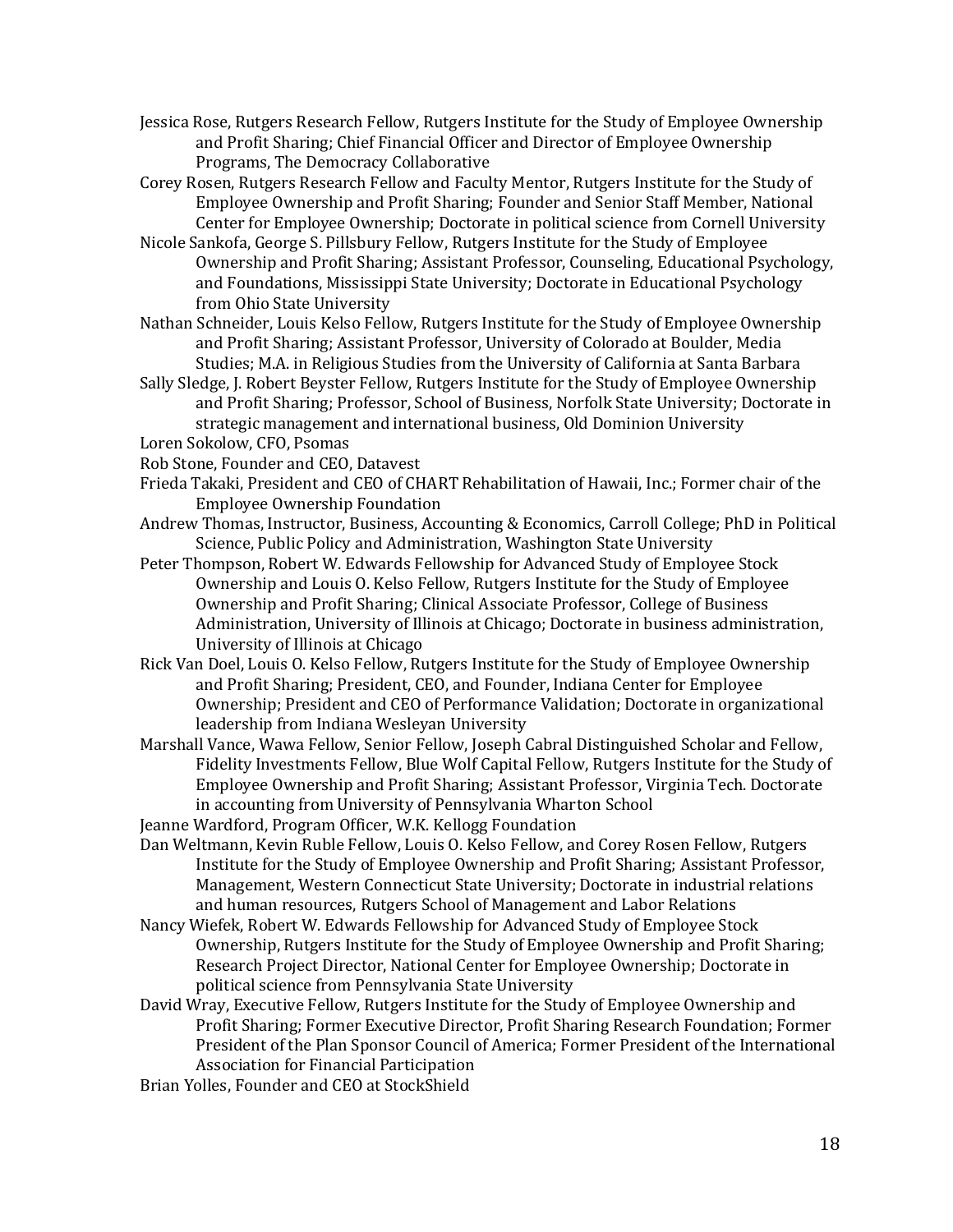Jessica Rose, Rutgers Research Fellow, Rutgers Institute for the Study of Employee Ownership and Profit Sharing; Chief Financial Officer and Director of Employee Ownership Programs, The Democracy Collaborative

Corey Rosen, Rutgers Research Fellow and Faculty Mentor, Rutgers Institute for the Study of Employee Ownership and Profit Sharing; Founder and Senior Staff Member, National Center for Employee Ownership; Doctorate in political science from Cornell University

Nicole Sankofa, George S. Pillsbury Fellow, Rutgers Institute for the Study of Employee Ownership and Profit Sharing; Assistant Professor, Counseling, Educational Psychology, and Foundations, Mississippi State University; Doctorate in Educational Psychology from Ohio State University

Nathan Schneider, Louis Kelso Fellow, Rutgers Institute for the Study of Employee Ownership and Profit Sharing; Assistant Professor, University of Colorado at Boulder, Media Studies; M.A. in Religious Studies from the University of California at Santa Barbara

Sally Sledge, J. Robert Beyster Fellow, Rutgers Institute for the Study of Employee Ownership and Profit Sharing; Professor, School of Business, Norfolk State University; Doctorate in strategic management and international business, Old Dominion University

Loren Sokolow, CFO, Psomas

Rob Stone, Founder and CEO, Datavest

Frieda Takaki, President and CEO of CHART Rehabilitation of Hawaii, Inc.; Former chair of the Employee Ownership Foundation

Andrew Thomas, Instructor, Business, Accounting & Economics, Carroll College; PhD in Political Science, Public Policy and Administration, Washington State University

Peter Thompson, Robert W. Edwards Fellowship for Advanced Study of Employee Stock Ownership and Louis O. Kelso Fellow, Rutgers Institute for the Study of Employee Ownership and Profit Sharing; Clinical Associate Professor, College of Business Administration, University of Illinois at Chicago; Doctorate in business administration, University of Illinois at Chicago

Rick Van Doel, Louis O. Kelso Fellow, Rutgers Institute for the Study of Employee Ownership and Profit Sharing; President, CEO, and Founder, Indiana Center for Employee Ownership; President and CEO of Performance Validation; Doctorate in organizational leadership from Indiana Wesleyan University

Marshall Vance, Wawa Fellow, Senior Fellow, Joseph Cabral Distinguished Scholar and Fellow, Fidelity Investments Fellow, Blue Wolf Capital Fellow, Rutgers Institute for the Study of Employee Ownership and Profit Sharing; Assistant Professor, Virginia Tech. Doctorate in accounting from University of Pennsylvania Wharton School

Jeanne Wardford, Program Officer, W.K. Kellogg Foundation

Dan Weltmann, Kevin Ruble Fellow, Louis O. Kelso Fellow, and Corey Rosen Fellow, Rutgers Institute for the Study of Employee Ownership and Profit Sharing; Assistant Professor, Management, Western Connecticut State University; Doctorate in industrial relations and human resources, Rutgers School of Management and Labor Relations

Nancy Wiefek, Robert W. Edwards Fellowship for Advanced Study of Employee Stock Ownership, Rutgers Institute for the Study of Employee Ownership and Profit Sharing; Research Project Director, National Center for Employee Ownership; Doctorate in political science from Pennsylvania State University

David Wray, Executive Fellow, Rutgers Institute for the Study of Employee Ownership and Profit Sharing; Former Executive Director, Profit Sharing Research Foundation; Former President of the Plan Sponsor Council of America; Former President of the International Association for Financial Participation

Brian Yolles, Founder and CEO at StockShield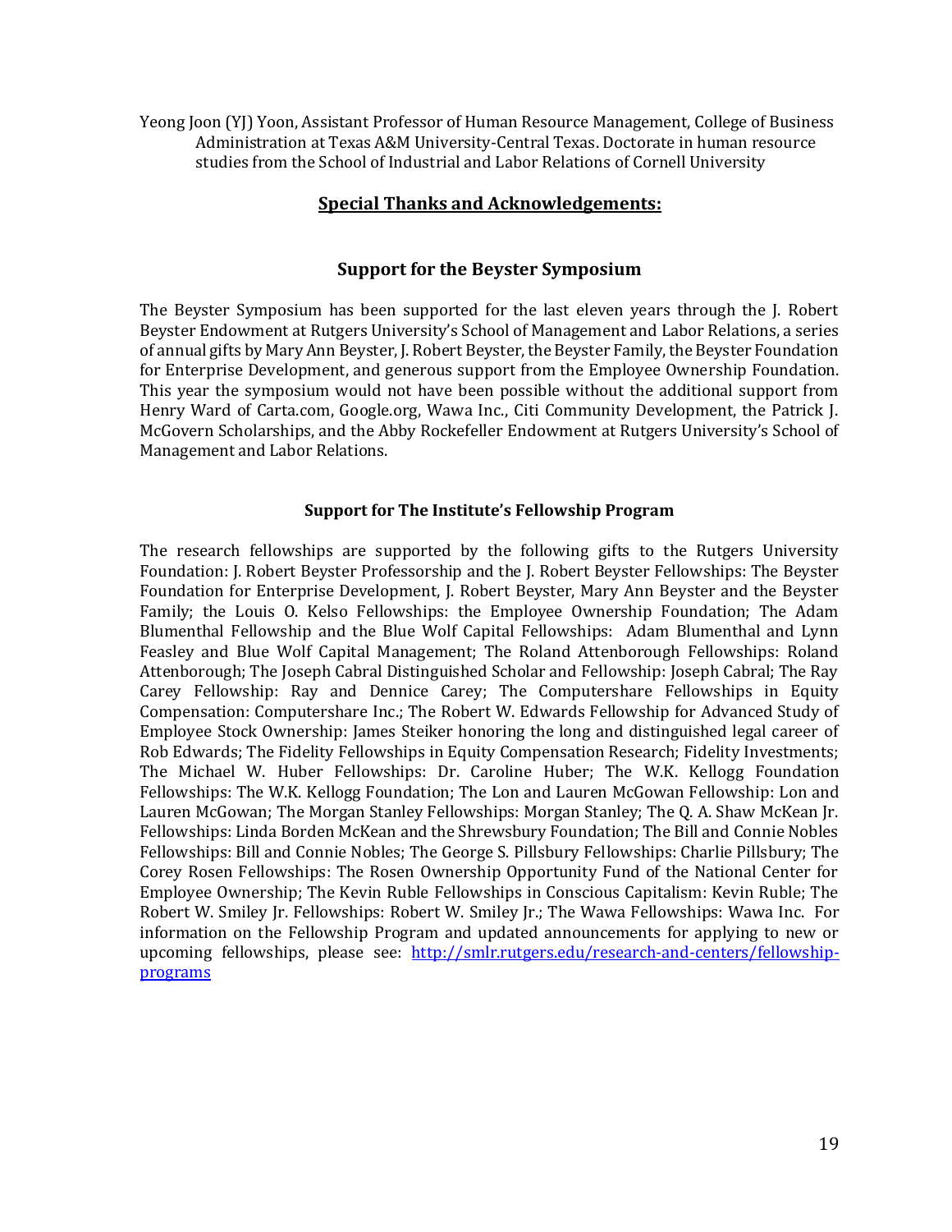Yeong Joon (YJ) Yoon, Assistant Professor of Human Resource Management, College of Business Administration at Texas A&M University-Central Texas. Doctorate in human resource studies from the School of Industrial and Labor Relations of Cornell University

## Special Thanks and Acknowledgements:

### Support for the Beyster Symposium

The Beyster Symposium has been supported for the last eleven years through the J. Robert Beyster Endowment at Rutgers University's School of Management and Labor Relations, a series of annual gifts by Mary Ann Beyster, J. Robert Beyster, the Beyster Family, the Beyster Foundation for Enterprise Development, and generous support from the Employee Ownership Foundation. This year the symposium would not have been possible without the additional support from Henry Ward of Carta.com, Google.org, Wawa Inc., Citi Community Development, the Patrick J. McGovern Scholarships, and the Abby Rockefeller Endowment at Rutgers University's School of Management and Labor Relations.

### Support for The Institute's Fellowship Program

The research fellowships are supported by the following gifts to the Rutgers University Foundation: J. Robert Beyster Professorship and the J. Robert Beyster Fellowships: The Beyster Foundation for Enterprise Development, J. Robert Beyster, Mary Ann Beyster and the Beyster Family; the Louis O. Kelso Fellowships: the Employee Ownership Foundation; The Adam Blumenthal Fellowship and the Blue Wolf Capital Fellowships: Adam Blumenthal and Lynn Feasley and Blue Wolf Capital Management; The Roland Attenborough Fellowships: Roland Attenborough; The Joseph Cabral Distinguished Scholar and Fellowship: Joseph Cabral; The Ray Carey Fellowship: Ray and Dennice Carey; The Computershare Fellowships in Equity Compensation: Computershare Inc.; The Robert W. Edwards Fellowship for Advanced Study of Employee Stock Ownership: James Steiker honoring the long and distinguished legal career of Rob Edwards; The Fidelity Fellowships in Equity Compensation Research; Fidelity Investments; The Michael W. Huber Fellowships: Dr. Caroline Huber; The W.K. Kellogg Foundation Fellowships: The W.K. Kellogg Foundation; The Lon and Lauren McGowan Fellowship: Lon and Lauren McGowan; The Morgan Stanley Fellowships: Morgan Stanley; The Q. A. Shaw McKean Jr. Fellowships: Linda Borden McKean and the Shrewsbury Foundation; The Bill and Connie Nobles Fellowships: Bill and Connie Nobles; The George S. Pillsbury Fellowships: Charlie Pillsbury; The Corey Rosen Fellowships: The Rosen Ownership Opportunity Fund of the National Center for Employee Ownership; The Kevin Ruble Fellowships in Conscious Capitalism: Kevin Ruble; The Robert W. Smiley Jr. Fellowships: Robert W. Smiley Jr.; The Wawa Fellowships: Wawa Inc. For information on the Fellowship Program and updated announcements for applying to new or upcoming fellowships, please see: [http://smlr.rutgers.edu/research-and-centers/fellowship-programs](http://smlr.rutgers.edu/research-and-centers/fellowship-programs)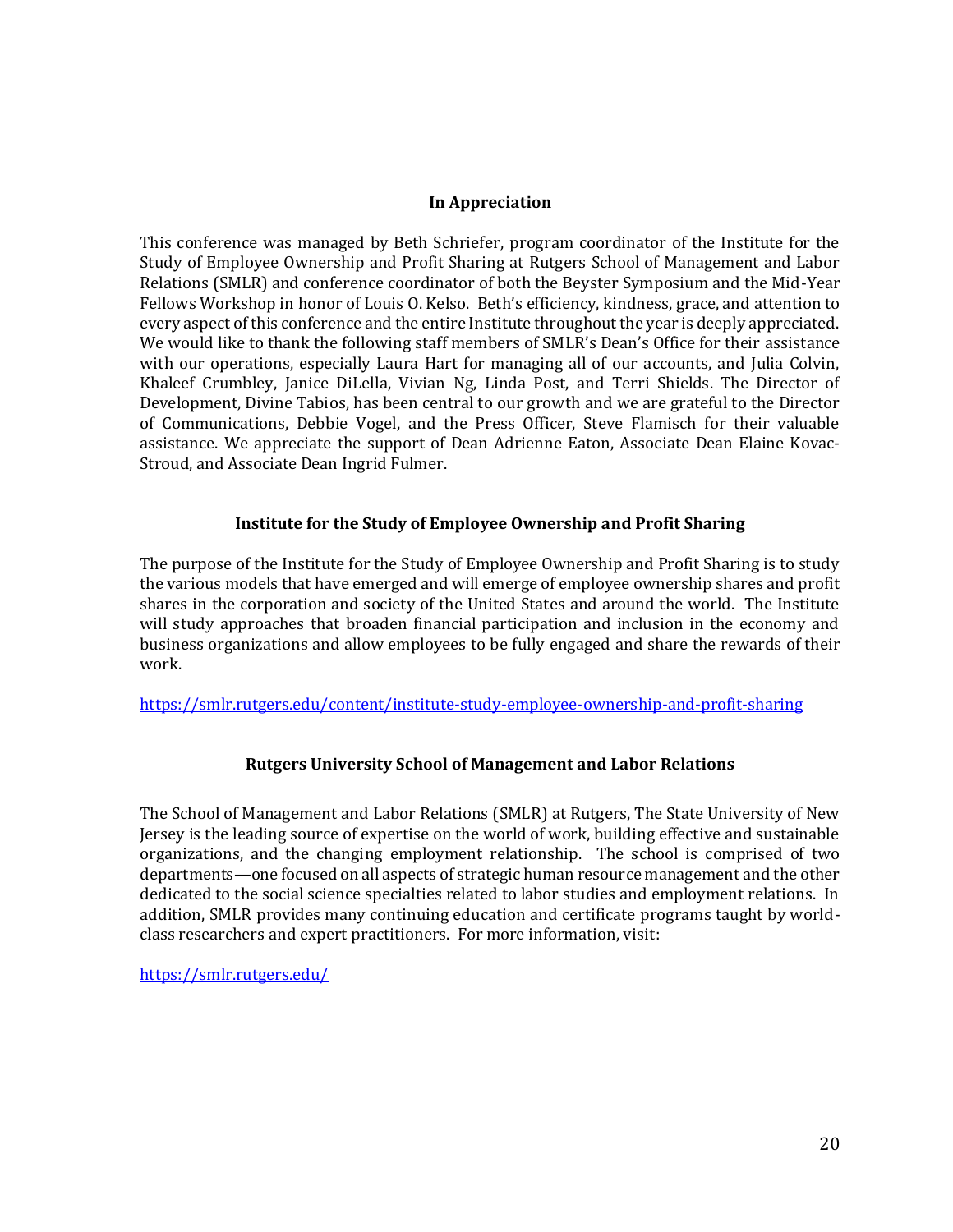## In Appreciation

This conference was managed by Beth Schriefer, program coordinator of the Institute for the Study of Employee Ownership and Profit Sharing at Rutgers School of Management and Labor Relations (SMLR) and conference coordinator of both the Beyster Symposium and the Mid-Year Fellows Workshop in honor of Louis O. Kelso. Beth's efficiency, kindness, grace, and attention to every aspect of this conference and the entire Institute throughout the year is deeply appreciated. We would like to thank the following staff members of SMLR's Dean's Office for their assistance with our operations, especially Laura Hart for managing all of our accounts, and Julia Colvin, Khaleef Crumbley, Janice DiLella, Vivian Ng, Linda Post, and Terri Shields. The Director of Development, Divine Tabios, has been central to our growth and we are grateful to the Director of Communications, Debbie Vogel, and the Press Officer, Steve Flamisch for their valuable assistance. We appreciate the support of Dean Adrienne Eaton, Associate Dean Elaine Kovac-Stroud, and Associate Dean Ingrid Fulmer.

## Institute for the Study of Employee Ownership and Profit Sharing

The purpose of the Institute for the Study of Employee Ownership and Profit Sharing is to study the various models that have emerged and will emerge of employee ownership shares and profit shares in the corporation and society of the United States and around the world. The Institute will study approaches that broaden financial participation and inclusion in the economy and business organizations and allow employees to be fully engaged and share the rewards of their work.

https://smlr.rutgers.edu/content/institute-study-employee-ownership-and-profit-sharing

## Rutgers University School of Management and Labor Relations

The School of Management and Labor Relations (SMLR) at Rutgers, The State University of New Jersey is the leading source of expertise on the world of work, building effective and sustainable organizations, and the changing employment relationship. The school is comprised of two departments—one focused on all aspects of strategic human resource management and the other dedicated to the social science specialties related to labor studies and employment relations. In addition, SMLR provides many continuing education and certificate programs taught by world-class researchers and expert practitioners. For more information, visit:

https://smlr.rutgers.edu/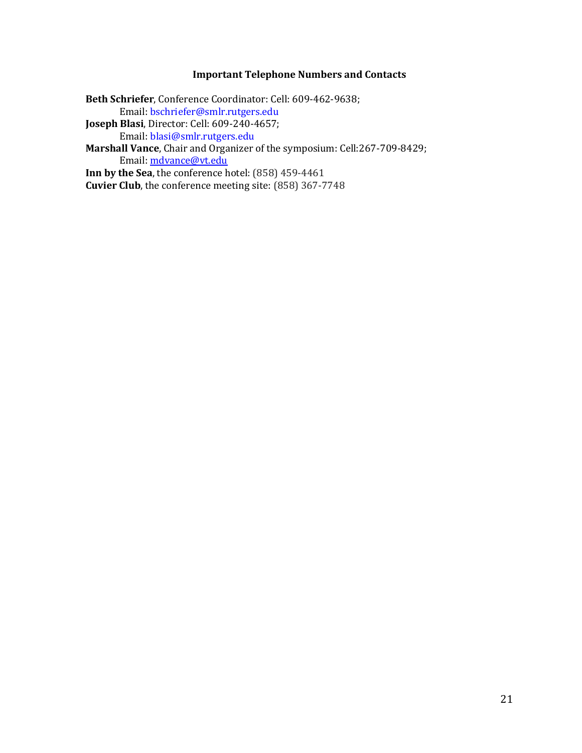## Important Telephone Numbers and Contacts

**Beth Schriefer**, Conference Coordinator: Cell: 609-462-9638;
  Email: bschriefer@smlr.rutgers.edu
**Joseph Blasi**, Director: Cell: 609-240-4657;
  Email: blasi@smlr.rutgers.edu
**Marshall Vance**, Chair and Organizer of the symposium: Cell:267-709-8429;
  Email: mdvance@vt.edu
**Inn by the Sea**, the conference hotel: (858) 459-4461
**Cuvier Club**, the conference meeting site: (858) 367-7748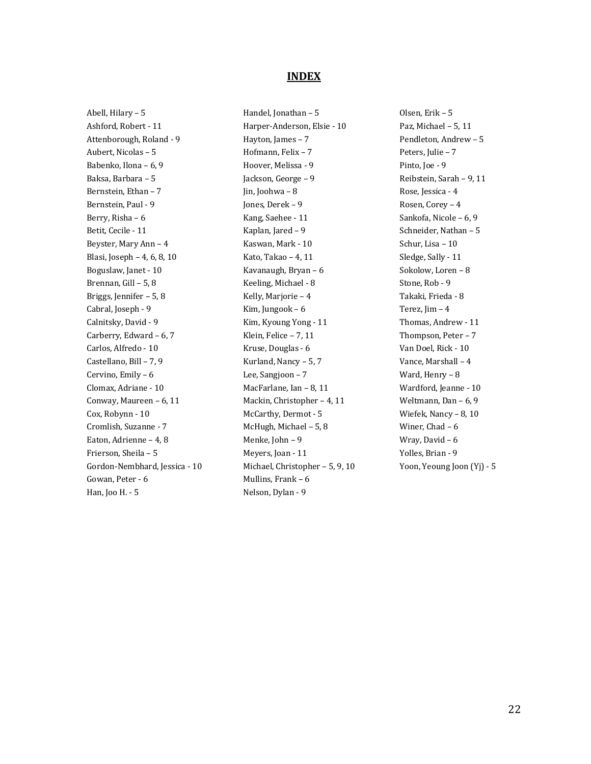# INDEX

Abell, Hilary – 5
Ashford, Robert - 11
Attenborough, Roland - 9
Aubert, Nicolas – 5
Babenko, Ilona – 6, 9
Baksa, Barbara – 5
Bernstein, Ethan – 7
Bernstein, Paul - 9
Berry, Risha – 6
Betit, Cecile - 11
Beyster, Mary Ann – 4
Blasi, Joseph – 4, 6, 8, 10
Boguslaw, Janet - 10
Brennan, Gill – 5, 8
Briggs, Jennifer – 5, 8
Cabral, Joseph - 9
Calnitsky, David - 9
Carberry, Edward – 6, 7
Carlos, Alfredo - 10
Castellano, Bill – 7, 9
Cervino, Emily – 6
Clomax, Adriane - 10
Conway, Maureen – 6, 11
Cox, Robynn - 10
Cromlish, Suzanne - 7
Eaton, Adrienne – 4, 8
Frierson, Sheila – 5
Gordon-Nembhard, Jessica - 10
Gowan, Peter - 6
Han, Joo H. - 5
Handel, Jonathan – 5
Harper-Anderson, Elsie - 10
Hayton, James – 7
Hofmann, Felix – 7
Hoover, Melissa - 9
Jackson, George – 9
Jin, Joohwa – 8
Jones, Derek – 9
Kang, Saehee - 11
Kaplan, Jared – 9
Kaswan, Mark - 10
Kato, Takao – 4, 11
Kavanaugh, Bryan – 6
Keeling, Michael - 8
Kelly, Marjorie – 4
Kim, Jungook – 6
Kim, Kyoung Yong - 11
Klein, Felice – 7, 11
Kruse, Douglas - 6
Kurland, Nancy – 5, 7
Lee, Sangjoon – 7
MacFarlane, Ian – 8, 11
Mackin, Christopher – 4, 11
McCarthy, Dermot - 5
McHugh, Michael – 5, 8
Menke, John – 9
Meyers, Joan - 11
Michael, Christopher – 5, 9, 10
Mullins, Frank – 6
Nelson, Dylan - 9
Olsen, Erik – 5
Paz, Michael – 5, 11
Pendleton, Andrew – 5
Peters, Julie – 7
Pinto, Joe - 9
Reibstein, Sarah – 9, 11
Rose, Jessica - 4
Rosen, Corey – 4
Sankofa, Nicole – 6, 9
Schneider, Nathan – 5
Schur, Lisa – 10
Sledge, Sally - 11
Sokolow, Loren – 8
Stone, Rob - 9
Takaki, Frieda - 8
Terez, Jim – 4
Thomas, Andrew - 11
Thompson, Peter – 7
Van Doel, Rick - 10
Vance, Marshall – 4
Ward, Henry – 8
Wardford, Jeanne - 10
Weltmann, Dan – 6, 9
Wiefek, Nancy – 8, 10
Winer, Chad – 6
Wray, David – 6
Yolles, Brian - 9
Yoon, Yeoung Joon (Yj) - 5